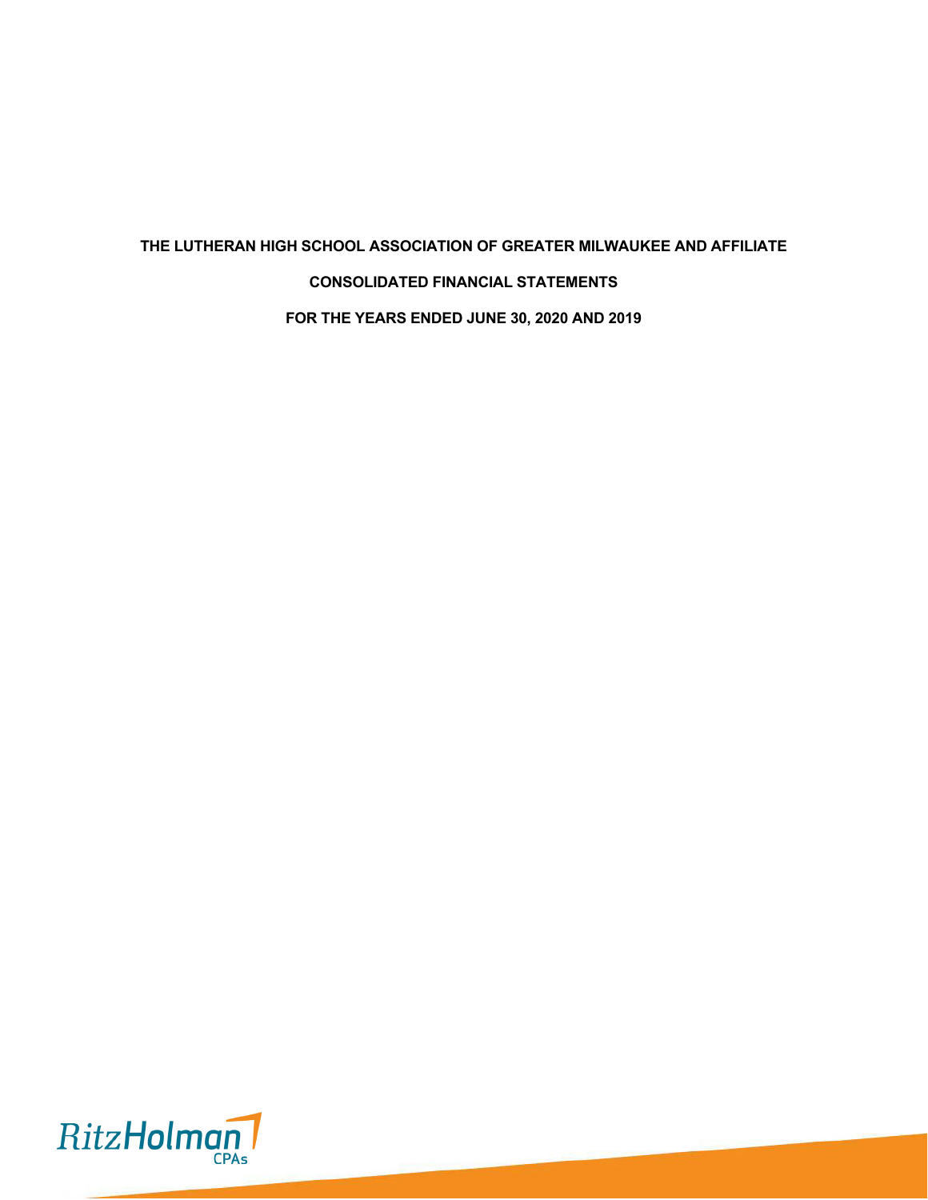# THE LUTHERAN HIGH SCHOOL ASSOCIATION OF GREATER MILWAUKEE AND AFFILIATE

## CONSOLIDATED FINANCIAL STATEMENTS

## FOR THE YEARS ENDED JUNE 30, 2020 AND 2019

RitzHolman CPAs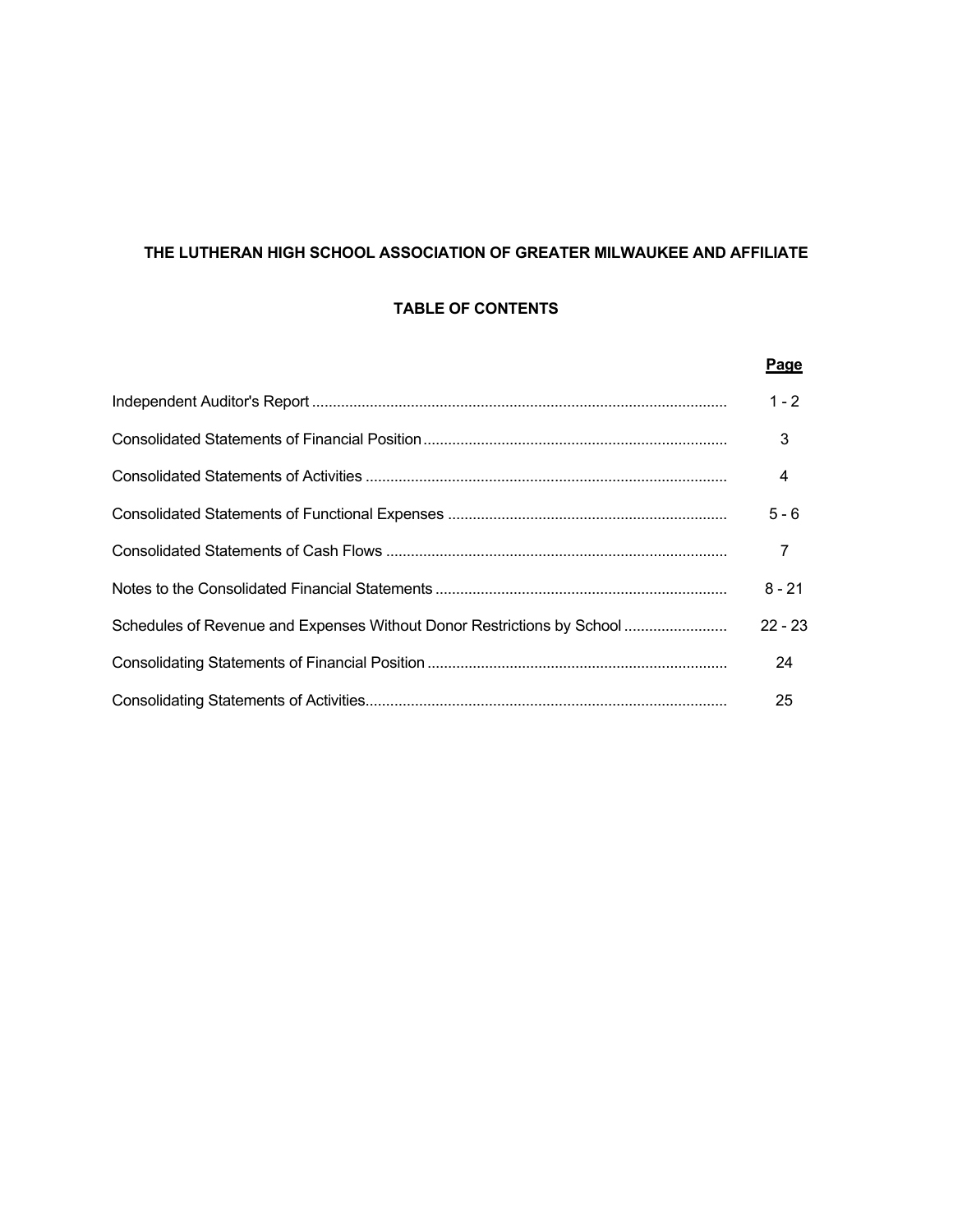# THE LUTHERAN HIGH SCHOOL ASSOCIATION OF GREATER MILWAUKEE AND AFFILIATE

## TABLE OF CONTENTS

| | Page |
|---|---|
| Independent Auditor's Report | 1 - 2 |
| Consolidated Statements of Financial Position | 3 |
| Consolidated Statements of Activities | 4 |
| Consolidated Statements of Functional Expenses | 5 - 6 |
| Consolidated Statements of Cash Flows | 7 |
| Notes to the Consolidated Financial Statements | 8 - 21 |
| Schedules of Revenue and Expenses Without Donor Restrictions by School | 22 - 23 |
| Consolidating Statements of Financial Position | 24 |
| Consolidating Statements of Activities | 25 |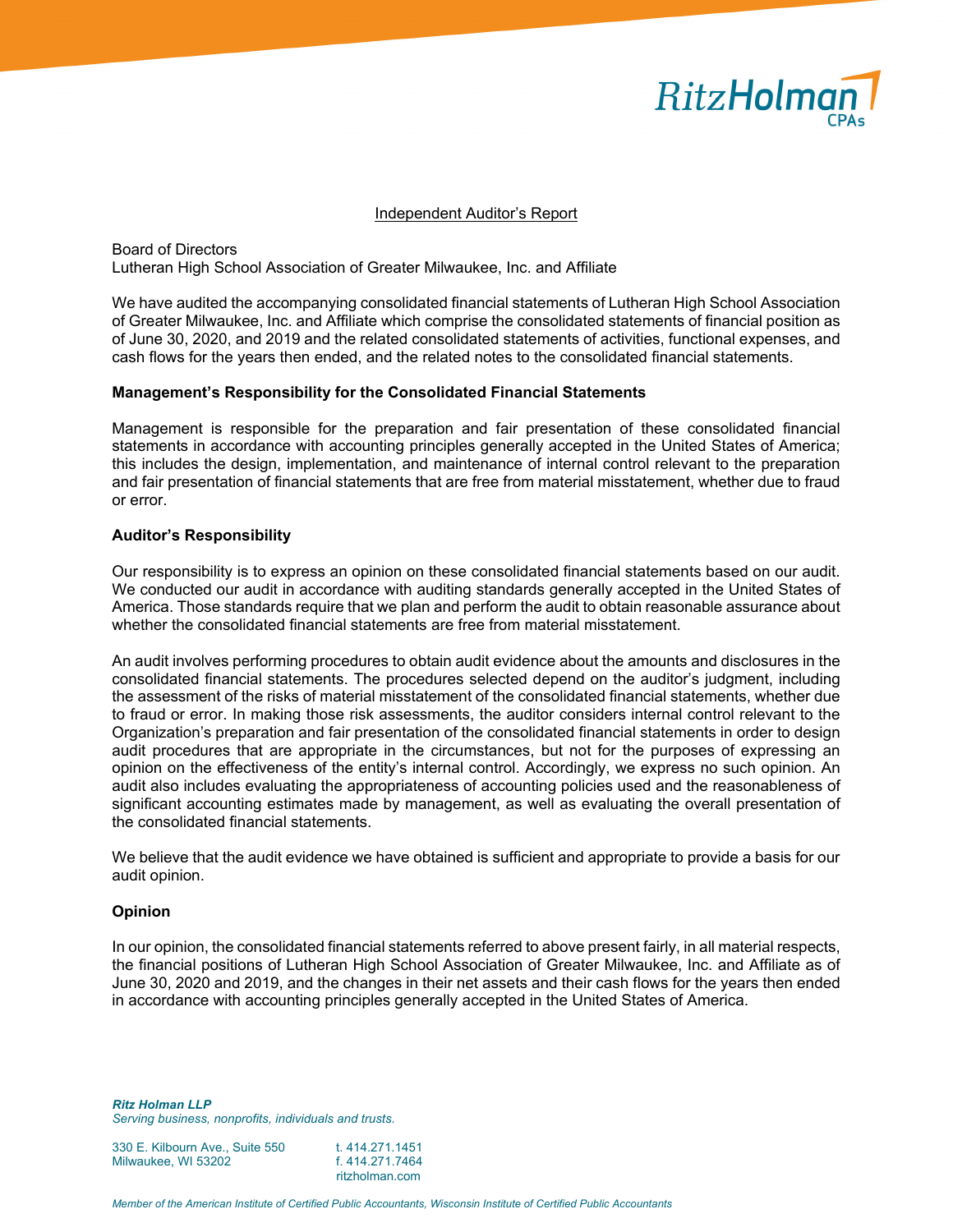## Independent Auditor's Report

Board of Directors
Lutheran High School Association of Greater Milwaukee, Inc. and Affiliate

We have audited the accompanying consolidated financial statements of Lutheran High School Association of Greater Milwaukee, Inc. and Affiliate which comprise the consolidated statements of financial position as of June 30, 2020, and 2019 and the related consolidated statements of activities, functional expenses, and cash flows for the years then ended, and the related notes to the consolidated financial statements.

### Management's Responsibility for the Consolidated Financial Statements

Management is responsible for the preparation and fair presentation of these consolidated financial statements in accordance with accounting principles generally accepted in the United States of America; this includes the design, implementation, and maintenance of internal control relevant to the preparation and fair presentation of financial statements that are free from material misstatement, whether due to fraud or error.

### Auditor's Responsibility

Our responsibility is to express an opinion on these consolidated financial statements based on our audit. We conducted our audit in accordance with auditing standards generally accepted in the United States of America. Those standards require that we plan and perform the audit to obtain reasonable assurance about whether the consolidated financial statements are free from material misstatement.

An audit involves performing procedures to obtain audit evidence about the amounts and disclosures in the consolidated financial statements. The procedures selected depend on the auditor's judgment, including the assessment of the risks of material misstatement of the consolidated financial statements, whether due to fraud or error. In making those risk assessments, the auditor considers internal control relevant to the Organization's preparation and fair presentation of the consolidated financial statements in order to design audit procedures that are appropriate in the circumstances, but not for the purposes of expressing an opinion on the effectiveness of the entity's internal control. Accordingly, we express no such opinion. An audit also includes evaluating the appropriateness of accounting policies used and the reasonableness of significant accounting estimates made by management, as well as evaluating the overall presentation of the consolidated financial statements.

We believe that the audit evidence we have obtained is sufficient and appropriate to provide a basis for our audit opinion.

### Opinion

In our opinion, the consolidated financial statements referred to above present fairly, in all material respects, the financial positions of Lutheran High School Association of Greater Milwaukee, Inc. and Affiliate as of June 30, 2020 and 2019, and the changes in their net assets and their cash flows for the years then ended in accordance with accounting principles generally accepted in the United States of America.

***Ritz Holman LLP***
*Serving business, nonprofits, individuals and trusts.*

330 E. Kilbourn Ave., Suite 550
Milwaukee, WI 53202

t. 414.271.1451
f. 414.271.7464
ritzholman.com

*Member of the American Institute of Certified Public Accountants, Wisconsin Institute of Certified Public Accountants*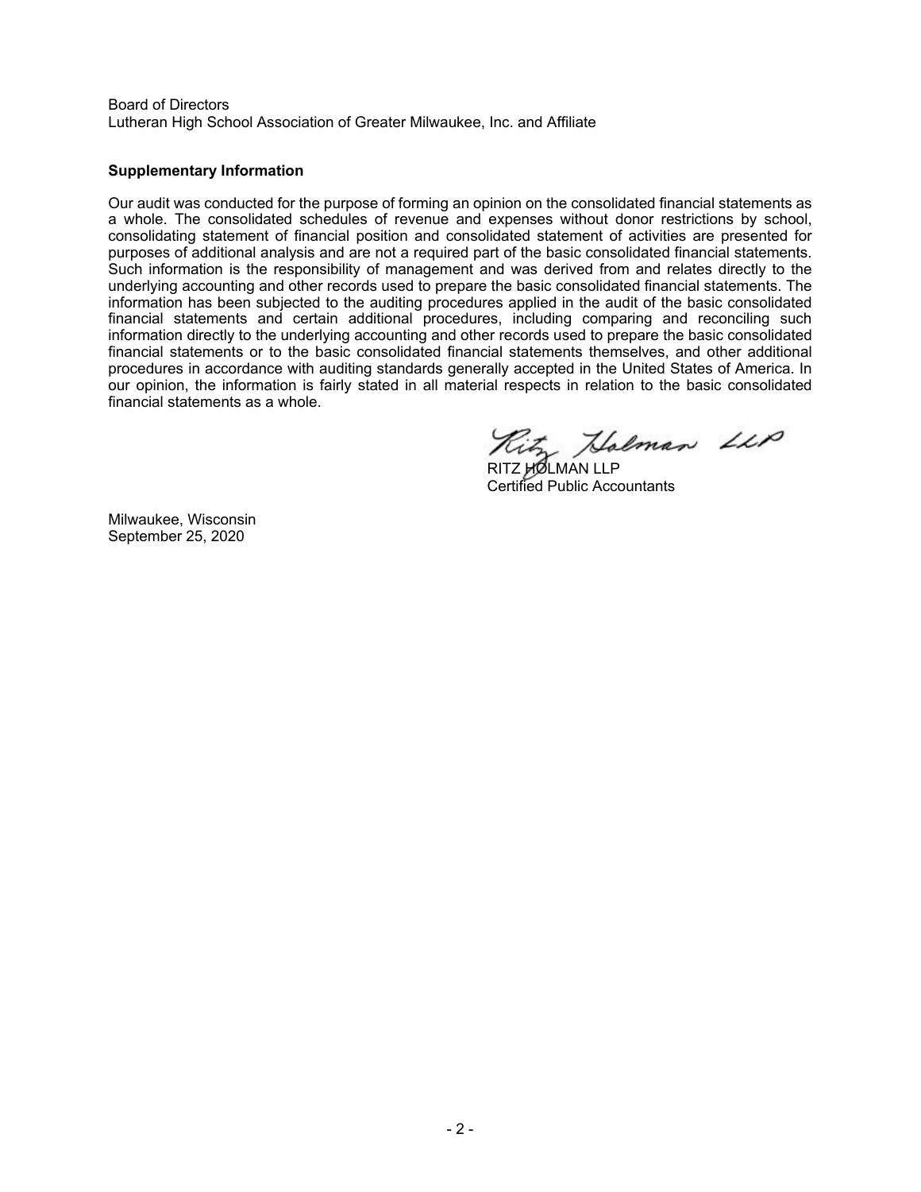Board of Directors
Lutheran High School Association of Greater Milwaukee, Inc. and Affiliate

**Supplementary Information**

Our audit was conducted for the purpose of forming an opinion on the consolidated financial statements as a whole. The consolidated schedules of revenue and expenses without donor restrictions by school, consolidating statement of financial position and consolidated statement of activities are presented for purposes of additional analysis and are not a required part of the basic consolidated financial statements. Such information is the responsibility of management and was derived from and relates directly to the underlying accounting and other records used to prepare the basic consolidated financial statements. The information has been subjected to the auditing procedures applied in the audit of the basic consolidated financial statements and certain additional procedures, including comparing and reconciling such information directly to the underlying accounting and other records used to prepare the basic consolidated financial statements or to the basic consolidated financial statements themselves, and other additional procedures in accordance with auditing standards generally accepted in the United States of America. In our opinion, the information is fairly stated in all material respects in relation to the basic consolidated financial statements as a whole.

RITZ HOLMAN LLP
Certified Public Accountants

Milwaukee, Wisconsin
September 25, 2020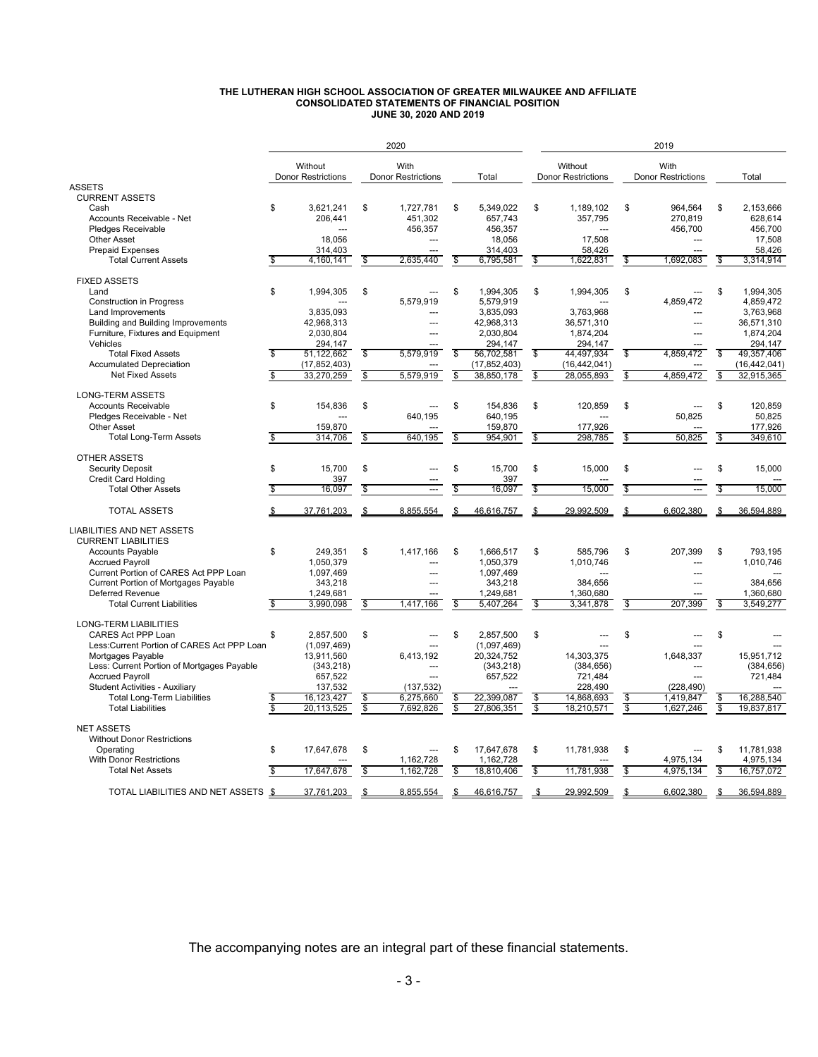**THE LUTHERAN HIGH SCHOOL ASSOCIATION OF GREATER MILWAUKEE AND AFFILIATE**
**CONSOLIDATED STATEMENTS OF FINANCIAL POSITION**
**JUNE 30, 2020 AND 2019**

| | 2020 | | | 2019 | | |
|---|---|---|---|---|---|---|
| | Without Donor Restrictions | With Donor Restrictions | Total | Without Donor Restrictions | With Donor Restrictions | Total |
| **ASSETS** | | | | | | |
| CURRENT ASSETS | | | | | | |
| Cash | $ 3,621,241 | $ 1,727,781 | $ 5,349,022 | $ 1,189,102 | $ 964,564 | $ 2,153,666 |
| Accounts Receivable - Net | 206,441 | 451,302 | 657,743 | 357,795 | 270,819 | 628,614 |
| Pledges Receivable | --- | 456,357 | 456,357 | --- | 456,700 | 456,700 |
| Other Asset | 18,056 | --- | 18,056 | 17,508 | --- | 17,508 |
| Prepaid Expenses | 314,403 | --- | 314,403 | 58,426 | --- | 58,426 |
| Total Current Assets | $ 4,160,141 | $ 2,635,440 | $ 6,795,581 | $ 1,622,831 | $ 1,692,083 | $ 3,314,914 |
| FIXED ASSETS | | | | | | |
| Land | $ 1,994,305 | $ --- | $ 1,994,305 | $ 1,994,305 | $ --- | $ 1,994,305 |
| Construction in Progress | --- | 5,579,919 | 5,579,919 | --- | 4,859,472 | 4,859,472 |
| Land Improvements | 3,835,093 | --- | 3,835,093 | 3,763,968 | --- | 3,763,968 |
| Building and Building Improvements | 42,968,313 | --- | 42,968,313 | 36,571,310 | --- | 36,571,310 |
| Furniture, Fixtures and Equipment | 2,030,804 | --- | 2,030,804 | 1,874,204 | --- | 1,874,204 |
| Vehicles | 294,147 | --- | 294,147 | 294,147 | --- | 294,147 |
| Total Fixed Assets | $ 51,122,662 | $ 5,579,919 | $ 56,702,581 | $ 44,497,934 | $ 4,859,472 | $ 49,357,406 |
| Accumulated Depreciation | (17,852,403) | --- | (17,852,403) | (16,442,041) | --- | (16,442,041) |
| Net Fixed Assets | $ 33,270,259 | $ 5,579,919 | $ 38,850,178 | $ 28,055,893 | $ 4,859,472 | $ 32,915,365 |
| LONG-TERM ASSETS | | | | | | |
| Accounts Receivable | $ 154,836 | $ --- | $ 154,836 | $ 120,859 | $ --- | $ 120,859 |
| Pledges Receivable - Net | --- | 640,195 | 640,195 | --- | 50,825 | 50,825 |
| Other Asset | 159,870 | --- | 159,870 | 177,926 | --- | 177,926 |
| Total Long-Term Assets | $ 314,706 | $ 640,195 | $ 954,901 | $ 298,785 | $ 50,825 | $ 349,610 |
| OTHER ASSETS | | | | | | |
| Security Deposit | $ 15,700 | $ --- | $ 15,700 | $ 15,000 | $ --- | $ 15,000 |
| Credit Card Holding | 397 | --- | 397 | --- | --- | --- |
| Total Other Assets | $ 16,097 | $ --- | $ 16,097 | $ 15,000 | $ --- | $ 15,000 |
| TOTAL ASSETS | $ 37,761,203 | $ 8,855,554 | $ 46,616,757 | $ 29,992,509 | $ 6,602,380 | $ 36,594,889 |
| **LIABILITIES AND NET ASSETS** | | | | | | |
| CURRENT LIABILITIES | | | | | | |
| Accounts Payable | $ 249,351 | $ 1,417,166 | $ 1,666,517 | $ 585,796 | $ 207,399 | $ 793,195 |
| Accrued Payroll | 1,050,379 | --- | 1,050,379 | 1,010,746 | --- | 1,010,746 |
| Current Portion of CARES Act PPP Loan | 1,097,469 | --- | 1,097,469 | --- | --- | --- |
| Current Portion of Mortgages Payable | 343,218 | --- | 343,218 | 384,656 | --- | 384,656 |
| Deferred Revenue | 1,249,681 | --- | 1,249,681 | 1,360,680 | --- | 1,360,680 |
| Total Current Liabilities | $ 3,990,098 | $ 1,417,166 | $ 5,407,264 | $ 3,341,878 | $ 207,399 | $ 3,549,277 |
| LONG-TERM LIABILITIES | | | | | | |
| CARES Act PPP Loan | $ 2,857,500 | $ --- | $ 2,857,500 | $ --- | $ --- | $ --- |
| Less:Current Portion of CARES Act PPP Loan | (1,097,469) | --- | (1,097,469) | --- | --- | --- |
| Mortgages Payable | 13,911,560 | 6,413,192 | 20,324,752 | 14,303,375 | 1,648,337 | 15,951,712 |
| Less: Current Portion of Mortgages Payable | (343,218) | --- | (343,218) | (384,656) | --- | (384,656) |
| Accrued Payroll | 657,522 | --- | 657,522 | 721,484 | --- | 721,484 |
| Student Activities - Auxiliary | 137,532 | (137,532) | --- | 228,490 | (228,490) | --- |
| Total Long-Term Liabilities | $ 16,123,427 | $ 6,275,660 | $ 22,399,087 | $ 14,868,693 | $ 1,419,847 | $ 16,288,540 |
| Total Liabilities | $ 20,113,525 | $ 7,692,826 | $ 27,806,351 | $ 18,210,571 | $ 1,627,246 | $ 19,837,817 |
| NET ASSETS | | | | | | |
| Without Donor Restrictions | | | | | | |
| Operating | $ 17,647,678 | $ --- | $ 17,647,678 | $ 11,781,938 | $ --- | $ 11,781,938 |
| With Donor Restrictions | --- | 1,162,728 | 1,162,728 | --- | 4,975,134 | 4,975,134 |
| Total Net Assets | $ 17,647,678 | $ 1,162,728 | $ 18,810,406 | $ 11,781,938 | $ 4,975,134 | $ 16,757,072 |
| TOTAL LIABILITIES AND NET ASSETS | $ 37,761,203 | $ 8,855,554 | $ 46,616,757 | $ 29,992,509 | $ 6,602,380 | $ 36,594,889 |

The accompanying notes are an integral part of these financial statements.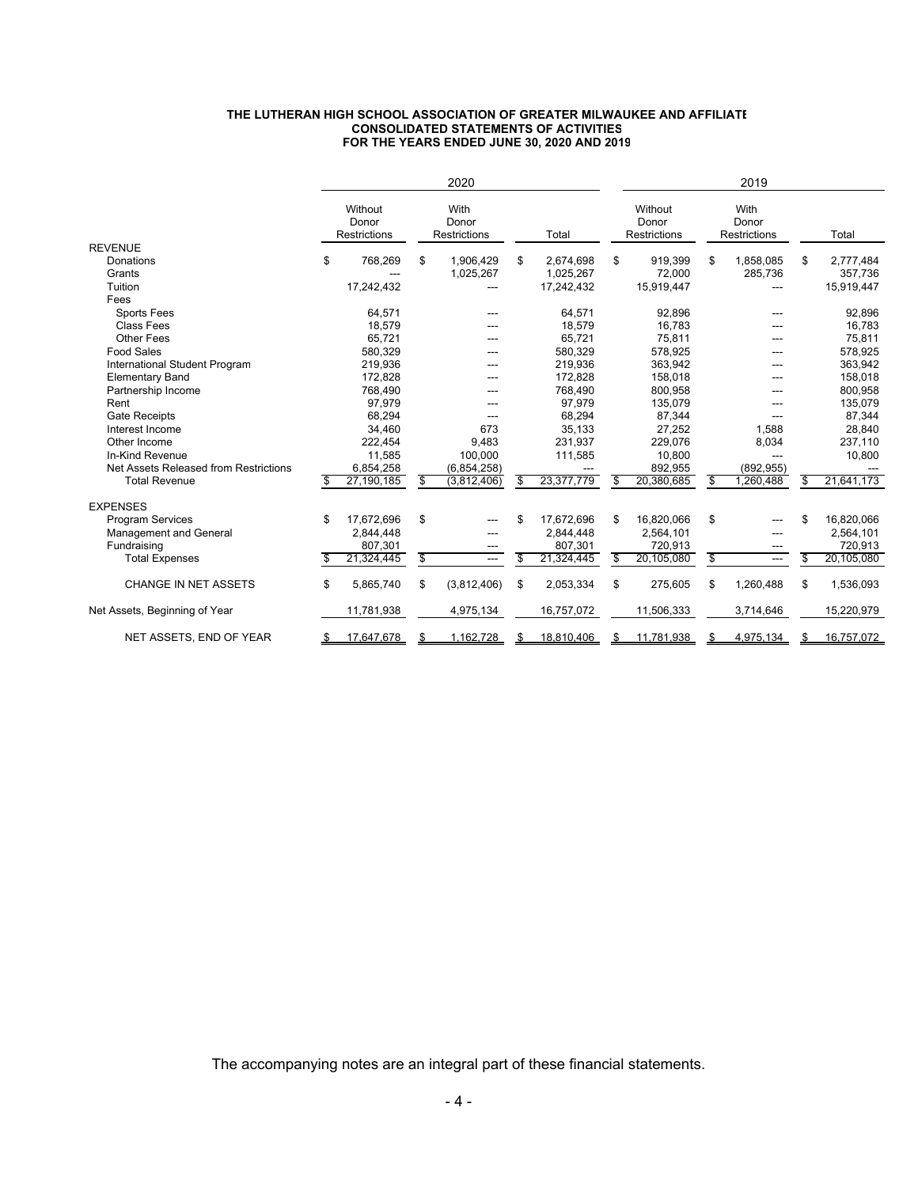**THE LUTHERAN HIGH SCHOOL ASSOCIATION OF GREATER MILWAUKEE AND AFFILIATE**
**CONSOLIDATED STATEMENTS OF ACTIVITIES**
**FOR THE YEARS ENDED JUNE 30, 2020 AND 2019**

| | 2020 | | | 2019 | | |
|---|---|---|---|---|---|---|
| | Without Donor Restrictions | With Donor Restrictions | Total | Without Donor Restrictions | With Donor Restrictions | Total |
| REVENUE | | | | | | |
| Donations | $ 768,269 | $ 1,906,429 | $ 2,674,698 | $ 919,399 | $ 1,858,085 | $ 2,777,484 |
| Grants | --- | 1,025,267 | 1,025,267 | 72,000 | 285,736 | 357,736 |
| Tuition | 17,242,432 | --- | 17,242,432 | 15,919,447 | --- | 15,919,447 |
| Fees | | | | | | |
| Sports Fees | 64,571 | --- | 64,571 | 92,896 | --- | 92,896 |
| Class Fees | 18,579 | --- | 18,579 | 16,783 | --- | 16,783 |
| Other Fees | 65,721 | --- | 65,721 | 75,811 | --- | 75,811 |
| Food Sales | 580,329 | --- | 580,329 | 578,925 | --- | 578,925 |
| International Student Program | 219,936 | --- | 219,936 | 363,942 | --- | 363,942 |
| Elementary Band | 172,828 | --- | 172,828 | 158,018 | --- | 158,018 |
| Partnership Income | 768,490 | --- | 768,490 | 800,958 | --- | 800,958 |
| Rent | 97,979 | --- | 97,979 | 135,079 | --- | 135,079 |
| Gate Receipts | 68,294 | --- | 68,294 | 87,344 | --- | 87,344 |
| Interest Income | 34,460 | 673 | 35,133 | 27,252 | 1,588 | 28,840 |
| Other Income | 222,454 | 9,483 | 231,937 | 229,076 | 8,034 | 237,110 |
| In-Kind Revenue | 11,585 | 100,000 | 111,585 | 10,800 | --- | 10,800 |
| Net Assets Released from Restrictions | 6,854,258 | (6,854,258) | --- | 892,955 | (892,955) | --- |
| Total Revenue | $ 27,190,185 | $ (3,812,406) | $ 23,377,779 | $ 20,380,685 | $ 1,260,488 | $ 21,641,173 |
| EXPENSES | | | | | | |
| Program Services | $ 17,672,696 | $ --- | $ 17,672,696 | $ 16,820,066 | $ --- | $ 16,820,066 |
| Management and General | 2,844,448 | --- | 2,844,448 | 2,564,101 | --- | 2,564,101 |
| Fundraising | 807,301 | --- | 807,301 | 720,913 | --- | 720,913 |
| Total Expenses | $ 21,324,445 | $ --- | $ 21,324,445 | $ 20,105,080 | $ --- | $ 20,105,080 |
| CHANGE IN NET ASSETS | $ 5,865,740 | $ (3,812,406) | $ 2,053,334 | $ 275,605 | $ 1,260,488 | $ 1,536,093 |
| Net Assets, Beginning of Year | 11,781,938 | 4,975,134 | 16,757,072 | 11,506,333 | 3,714,646 | 15,220,979 |
| NET ASSETS, END OF YEAR | $ 17,647,678 | $ 1,162,728 | $ 18,810,406 | $ 11,781,938 | $ 4,975,134 | $ 16,757,072 |

The accompanying notes are an integral part of these financial statements.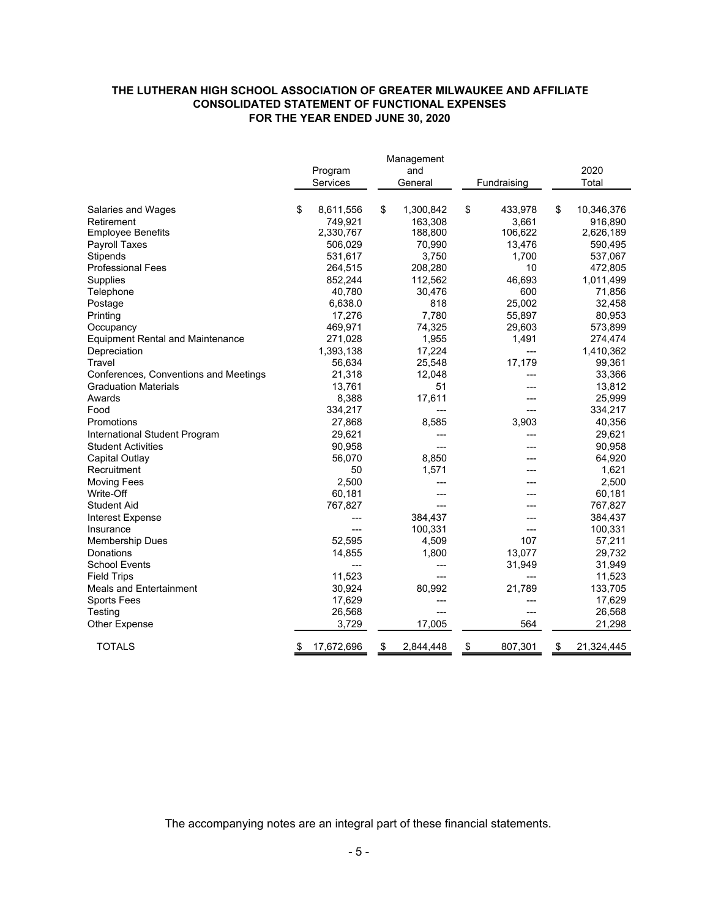**THE LUTHERAN HIGH SCHOOL ASSOCIATION OF GREATER MILWAUKEE AND AFFILIATE**
**CONSOLIDATED STATEMENT OF FUNCTIONAL EXPENSES**
**FOR THE YEAR ENDED JUNE 30, 2020**

| | Program Services | Management and General | Fundraising | 2020 Total |
|---|---|---|---|---|
| Salaries and Wages | $ 8,611,556 | $ 1,300,842 | $ 433,978 | $ 10,346,376 |
| Retirement | 749,921 | 163,308 | 3,661 | 916,890 |
| Employee Benefits | 2,330,767 | 188,800 | 106,622 | 2,626,189 |
| Payroll Taxes | 506,029 | 70,990 | 13,476 | 590,495 |
| Stipends | 531,617 | 3,750 | 1,700 | 537,067 |
| Professional Fees | 264,515 | 208,280 | 10 | 472,805 |
| Supplies | 852,244 | 112,562 | 46,693 | 1,011,499 |
| Telephone | 40,780 | 30,476 | 600 | 71,856 |
| Postage | 6,638.0 | 818 | 25,002 | 32,458 |
| Printing | 17,276 | 7,780 | 55,897 | 80,953 |
| Occupancy | 469,971 | 74,325 | 29,603 | 573,899 |
| Equipment Rental and Maintenance | 271,028 | 1,955 | 1,491 | 274,474 |
| Depreciation | 1,393,138 | 17,224 | --- | 1,410,362 |
| Travel | 56,634 | 25,548 | 17,179 | 99,361 |
| Conferences, Conventions and Meetings | 21,318 | 12,048 | --- | 33,366 |
| Graduation Materials | 13,761 | 51 | --- | 13,812 |
| Awards | 8,388 | 17,611 | --- | 25,999 |
| Food | 334,217 | --- | --- | 334,217 |
| Promotions | 27,868 | 8,585 | 3,903 | 40,356 |
| International Student Program | 29,621 | --- | --- | 29,621 |
| Student Activities | 90,958 | --- | --- | 90,958 |
| Capital Outlay | 56,070 | 8,850 | --- | 64,920 |
| Recruitment | 50 | 1,571 | --- | 1,621 |
| Moving Fees | 2,500 | --- | --- | 2,500 |
| Write-Off | 60,181 | --- | --- | 60,181 |
| Student Aid | 767,827 | --- | --- | 767,827 |
| Interest Expense | --- | 384,437 | --- | 384,437 |
| Insurance | --- | 100,331 | --- | 100,331 |
| Membership Dues | 52,595 | 4,509 | 107 | 57,211 |
| Donations | 14,855 | 1,800 | 13,077 | 29,732 |
| School Events | --- | --- | 31,949 | 31,949 |
| Field Trips | 11,523 | --- | --- | 11,523 |
| Meals and Entertainment | 30,924 | 80,992 | 21,789 | 133,705 |
| Sports Fees | 17,629 | --- | --- | 17,629 |
| Testing | 26,568 | --- | --- | 26,568 |
| Other Expense | 3,729 | 17,005 | 564 | 21,298 |
| TOTALS | $ 17,672,696 | $ 2,844,448 | $ 807,301 | $ 21,324,445 |

The accompanying notes are an integral part of these financial statements.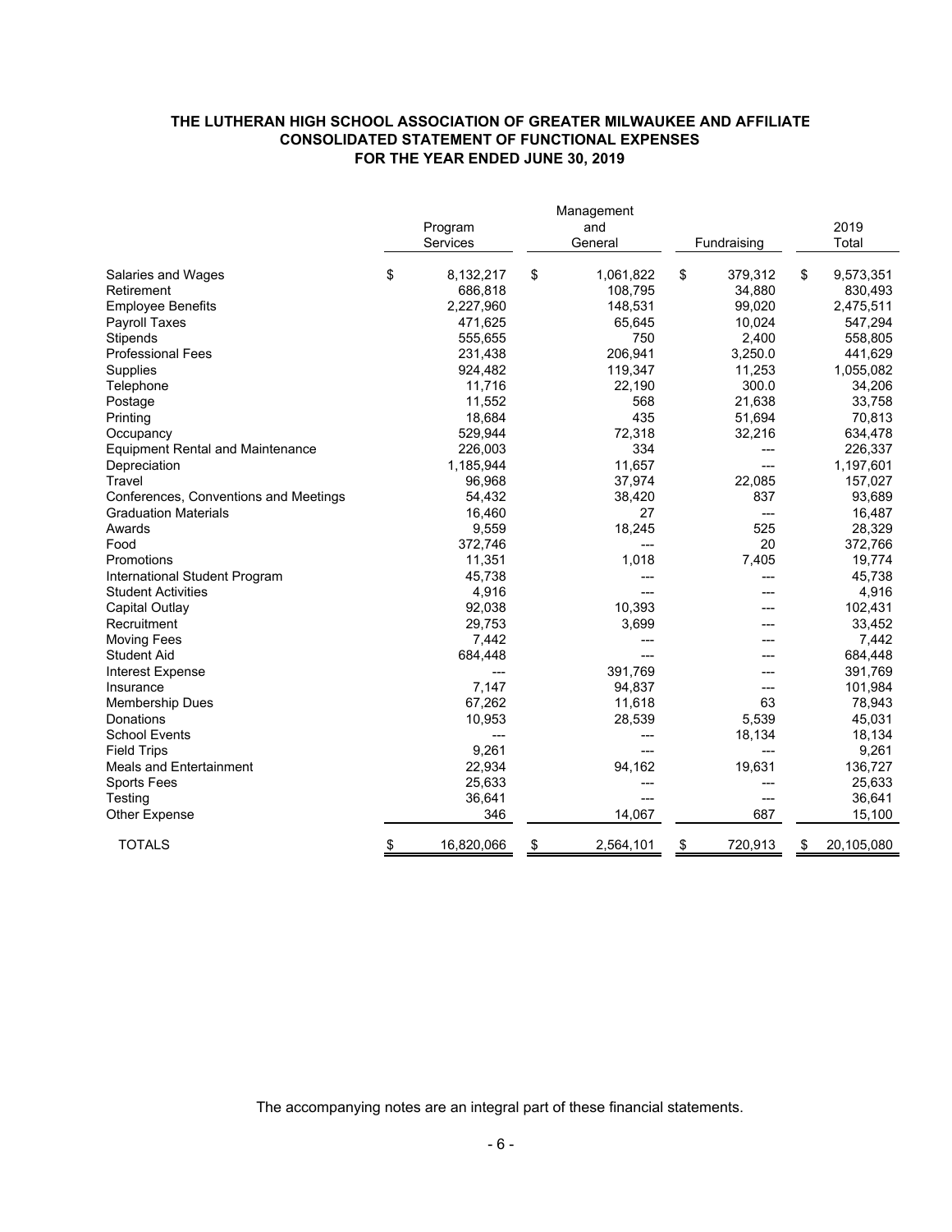**THE LUTHERAN HIGH SCHOOL ASSOCIATION OF GREATER MILWAUKEE AND AFFILIATE**
**CONSOLIDATED STATEMENT OF FUNCTIONAL EXPENSES**
**FOR THE YEAR ENDED JUNE 30, 2019**

| | Program Services | Management and General | Fundraising | 2019 Total |
|---|---|---|---|---|
| Salaries and Wages | $ 8,132,217 | $ 1,061,822 | $ 379,312 | $ 9,573,351 |
| Retirement | 686,818 | 108,795 | 34,880 | 830,493 |
| Employee Benefits | 2,227,960 | 148,531 | 99,020 | 2,475,511 |
| Payroll Taxes | 471,625 | 65,645 | 10,024 | 547,294 |
| Stipends | 555,655 | 750 | 2,400 | 558,805 |
| Professional Fees | 231,438 | 206,941 | 3,250.0 | 441,629 |
| Supplies | 924,482 | 119,347 | 11,253 | 1,055,082 |
| Telephone | 11,716 | 22,190 | 300.0 | 34,206 |
| Postage | 11,552 | 568 | 21,638 | 33,758 |
| Printing | 18,684 | 435 | 51,694 | 70,813 |
| Occupancy | 529,944 | 72,318 | 32,216 | 634,478 |
| Equipment Rental and Maintenance | 226,003 | 334 | --- | 226,337 |
| Depreciation | 1,185,944 | 11,657 | --- | 1,197,601 |
| Travel | 96,968 | 37,974 | 22,085 | 157,027 |
| Conferences, Conventions and Meetings | 54,432 | 38,420 | 837 | 93,689 |
| Graduation Materials | 16,460 | 27 | --- | 16,487 |
| Awards | 9,559 | 18,245 | 525 | 28,329 |
| Food | 372,746 | --- | 20 | 372,766 |
| Promotions | 11,351 | 1,018 | 7,405 | 19,774 |
| International Student Program | 45,738 | --- | --- | 45,738 |
| Student Activities | 4,916 | --- | --- | 4,916 |
| Capital Outlay | 92,038 | 10,393 | --- | 102,431 |
| Recruitment | 29,753 | 3,699 | --- | 33,452 |
| Moving Fees | 7,442 | --- | --- | 7,442 |
| Student Aid | 684,448 | --- | --- | 684,448 |
| Interest Expense | --- | 391,769 | --- | 391,769 |
| Insurance | 7,147 | 94,837 | --- | 101,984 |
| Membership Dues | 67,262 | 11,618 | 63 | 78,943 |
| Donations | 10,953 | 28,539 | 5,539 | 45,031 |
| School Events | --- | --- | 18,134 | 18,134 |
| Field Trips | 9,261 | --- | --- | 9,261 |
| Meals and Entertainment | 22,934 | 94,162 | 19,631 | 136,727 |
| Sports Fees | 25,633 | --- | --- | 25,633 |
| Testing | 36,641 | --- | --- | 36,641 |
| Other Expense | 346 | 14,067 | 687 | 15,100 |
| TOTALS | $ 16,820,066 | $ 2,564,101 | $ 720,913 | $ 20,105,080 |

The accompanying notes are an integral part of these financial statements.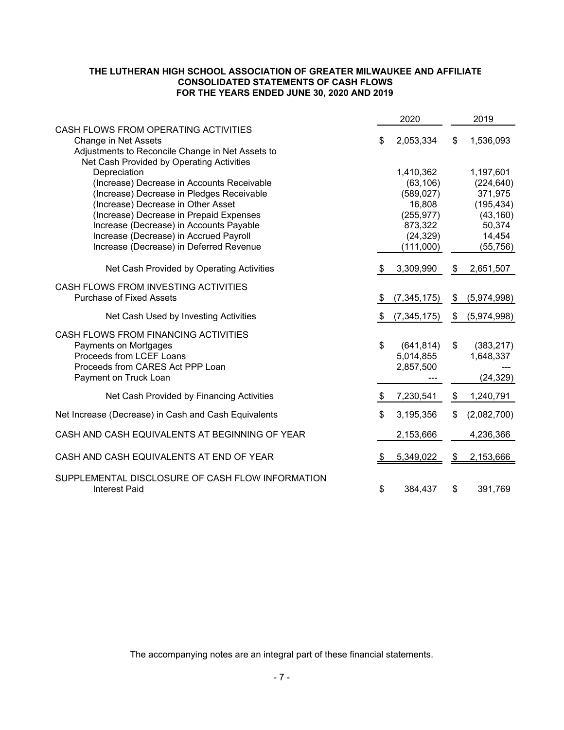**THE LUTHERAN HIGH SCHOOL ASSOCIATION OF GREATER MILWAUKEE AND AFFILIATE**
**CONSOLIDATED STATEMENTS OF CASH FLOWS**
**FOR THE YEARS ENDED JUNE 30, 2020 AND 2019**

| | 2020 | 2019 |
|---|---|---|
| CASH FLOWS FROM OPERATING ACTIVITIES | | |
| Change in Net Assets | $ 2,053,334 | $ 1,536,093 |
| Adjustments to Reconcile Change in Net Assets to Net Cash Provided by Operating Activities | | |
| Depreciation | 1,410,362 | 1,197,601 |
| (Increase) Decrease in Accounts Receivable | (63,106) | (224,640) |
| (Increase) Decrease in Pledges Receivable | (589,027) | 371,975 |
| (Increase) Decrease in Other Asset | 16,808 | (195,434) |
| (Increase) Decrease in Prepaid Expenses | (255,977) | (43,160) |
| Increase (Decrease) in Accounts Payable | 873,322 | 50,374 |
| Increase (Decrease) in Accrued Payroll | (24,329) | 14,454 |
| Increase (Decrease) in Deferred Revenue | (111,000) | (55,756) |
| Net Cash Provided by Operating Activities | $ 3,309,990 | $ 2,651,507 |
| CASH FLOWS FROM INVESTING ACTIVITIES | | |
| Purchase of Fixed Assets | $ (7,345,175) | $ (5,974,998) |
| Net Cash Used by Investing Activities | $ (7,345,175) | $ (5,974,998) |
| CASH FLOWS FROM FINANCING ACTIVITIES | | |
| Payments on Mortgages | $ (641,814) | $ (383,217) |
| Proceeds from LCEF Loans | 5,014,855 | 1,648,337 |
| Proceeds from CARES Act PPP Loan | 2,857,500 | --- |
| Payment on Truck Loan | --- | (24,329) |
| Net Cash Provided by Financing Activities | $ 7,230,541 | $ 1,240,791 |
| Net Increase (Decrease) in Cash and Cash Equivalents | $ 3,195,356 | $ (2,082,700) |
| CASH AND CASH EQUIVALENTS AT BEGINNING OF YEAR | 2,153,666 | 4,236,366 |
| CASH AND CASH EQUIVALENTS AT END OF YEAR | $ 5,349,022 | $ 2,153,666 |
| SUPPLEMENTAL DISCLOSURE OF CASH FLOW INFORMATION | | |
| Interest Paid | $ 384,437 | $ 391,769 |

The accompanying notes are an integral part of these financial statements.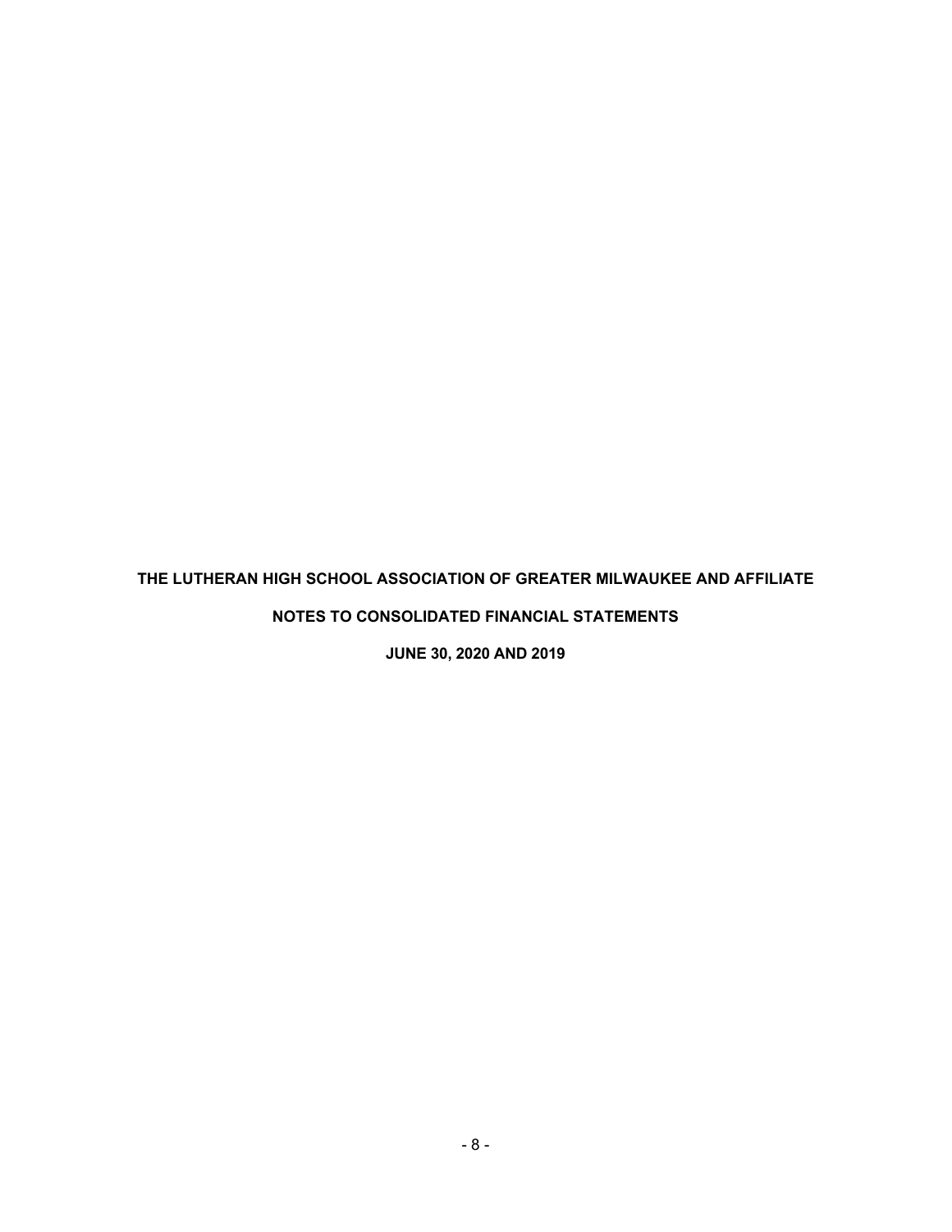# THE LUTHERAN HIGH SCHOOL ASSOCIATION OF GREATER MILWAUKEE AND AFFILIATE

## NOTES TO CONSOLIDATED FINANCIAL STATEMENTS

### JUNE 30, 2020 AND 2019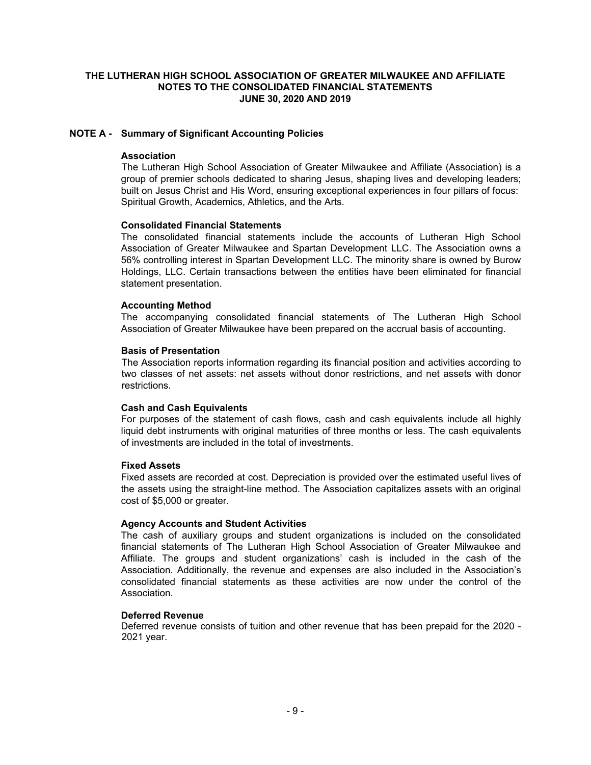# THE LUTHERAN HIGH SCHOOL ASSOCIATION OF GREATER MILWAUKEE AND AFFILIATE
## NOTES TO THE CONSOLIDATED FINANCIAL STATEMENTS
## JUNE 30, 2020 AND 2019

## NOTE A - Summary of Significant Accounting Policies

### Association

The Lutheran High School Association of Greater Milwaukee and Affiliate (Association) is a group of premier schools dedicated to sharing Jesus, shaping lives and developing leaders; built on Jesus Christ and His Word, ensuring exceptional experiences in four pillars of focus: Spiritual Growth, Academics, Athletics, and the Arts.

### Consolidated Financial Statements

The consolidated financial statements include the accounts of Lutheran High School Association of Greater Milwaukee and Spartan Development LLC. The Association owns a 56% controlling interest in Spartan Development LLC. The minority share is owned by Burow Holdings, LLC. Certain transactions between the entities have been eliminated for financial statement presentation.

### Accounting Method

The accompanying consolidated financial statements of The Lutheran High School Association of Greater Milwaukee have been prepared on the accrual basis of accounting.

### Basis of Presentation

The Association reports information regarding its financial position and activities according to two classes of net assets: net assets without donor restrictions, and net assets with donor restrictions.

### Cash and Cash Equivalents

For purposes of the statement of cash flows, cash and cash equivalents include all highly liquid debt instruments with original maturities of three months or less. The cash equivalents of investments are included in the total of investments.

### Fixed Assets

Fixed assets are recorded at cost. Depreciation is provided over the estimated useful lives of the assets using the straight-line method. The Association capitalizes assets with an original cost of $5,000 or greater.

### Agency Accounts and Student Activities

The cash of auxiliary groups and student organizations is included on the consolidated financial statements of The Lutheran High School Association of Greater Milwaukee and Affiliate. The groups and student organizations' cash is included in the cash of the Association. Additionally, the revenue and expenses are also included in the Association's consolidated financial statements as these activities are now under the control of the Association.

### Deferred Revenue

Deferred revenue consists of tuition and other revenue that has been prepaid for the 2020 - 2021 year.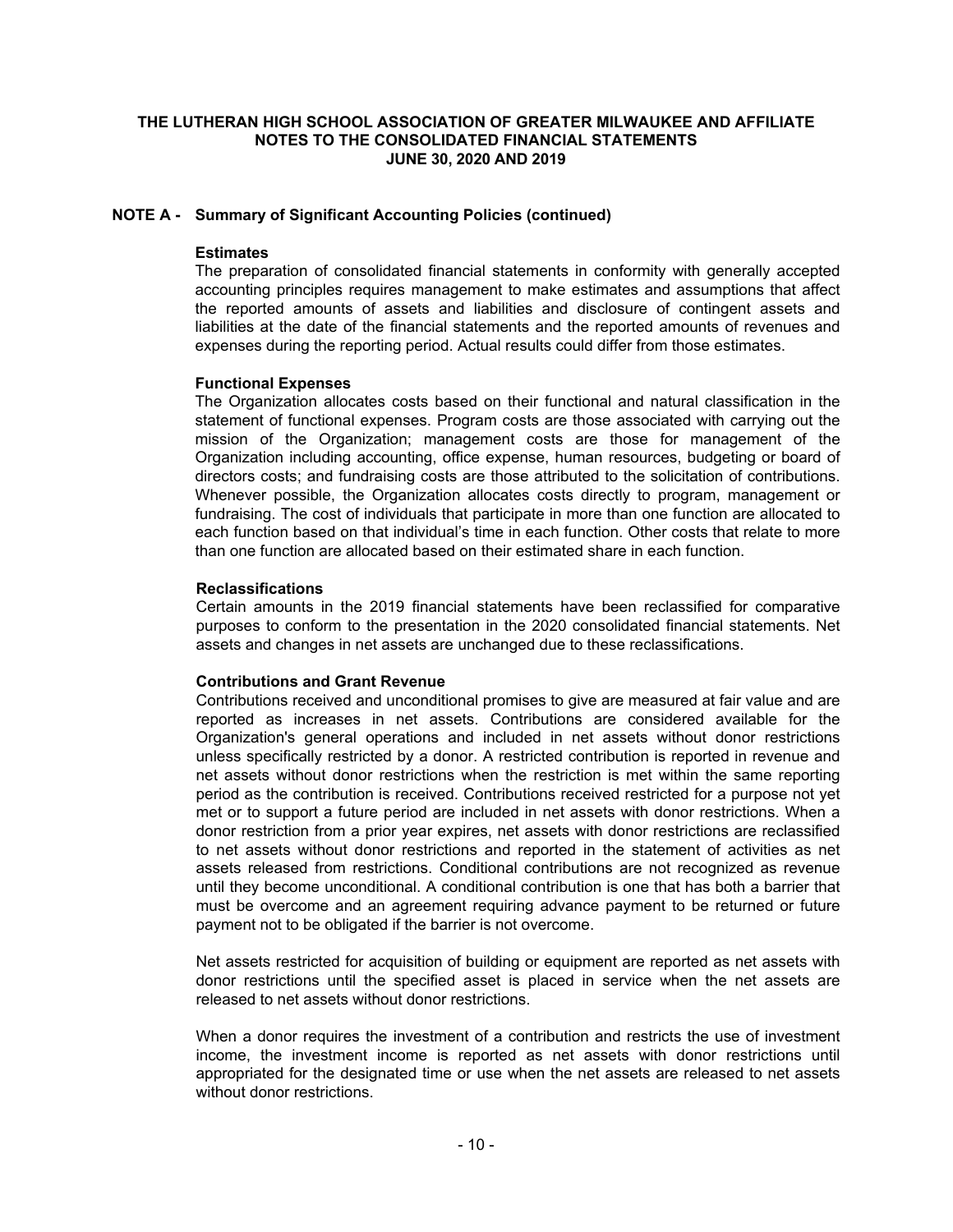# THE LUTHERAN HIGH SCHOOL ASSOCIATION OF GREATER MILWAUKEE AND AFFILIATE
## NOTES TO THE CONSOLIDATED FINANCIAL STATEMENTS
## JUNE 30, 2020 AND 2019

## NOTE A - Summary of Significant Accounting Policies (continued)

**Estimates**

The preparation of consolidated financial statements in conformity with generally accepted accounting principles requires management to make estimates and assumptions that affect the reported amounts of assets and liabilities and disclosure of contingent assets and liabilities at the date of the financial statements and the reported amounts of revenues and expenses during the reporting period. Actual results could differ from those estimates.

**Functional Expenses**

The Organization allocates costs based on their functional and natural classification in the statement of functional expenses. Program costs are those associated with carrying out the mission of the Organization; management costs are those for management of the Organization including accounting, office expense, human resources, budgeting or board of directors costs; and fundraising costs are those attributed to the solicitation of contributions. Whenever possible, the Organization allocates costs directly to program, management or fundraising. The cost of individuals that participate in more than one function are allocated to each function based on that individual's time in each function. Other costs that relate to more than one function are allocated based on their estimated share in each function.

**Reclassifications**

Certain amounts in the 2019 financial statements have been reclassified for comparative purposes to conform to the presentation in the 2020 consolidated financial statements. Net assets and changes in net assets are unchanged due to these reclassifications.

**Contributions and Grant Revenue**

Contributions received and unconditional promises to give are measured at fair value and are reported as increases in net assets. Contributions are considered available for the Organization's general operations and included in net assets without donor restrictions unless specifically restricted by a donor. A restricted contribution is reported in revenue and net assets without donor restrictions when the restriction is met within the same reporting period as the contribution is received. Contributions received restricted for a purpose not yet met or to support a future period are included in net assets with donor restrictions. When a donor restriction from a prior year expires, net assets with donor restrictions are reclassified to net assets without donor restrictions and reported in the statement of activities as net assets released from restrictions. Conditional contributions are not recognized as revenue until they become unconditional. A conditional contribution is one that has both a barrier that must be overcome and an agreement requiring advance payment to be returned or future payment not to be obligated if the barrier is not overcome.

Net assets restricted for acquisition of building or equipment are reported as net assets with donor restrictions until the specified asset is placed in service when the net assets are released to net assets without donor restrictions.

When a donor requires the investment of a contribution and restricts the use of investment income, the investment income is reported as net assets with donor restrictions until appropriated for the designated time or use when the net assets are released to net assets without donor restrictions.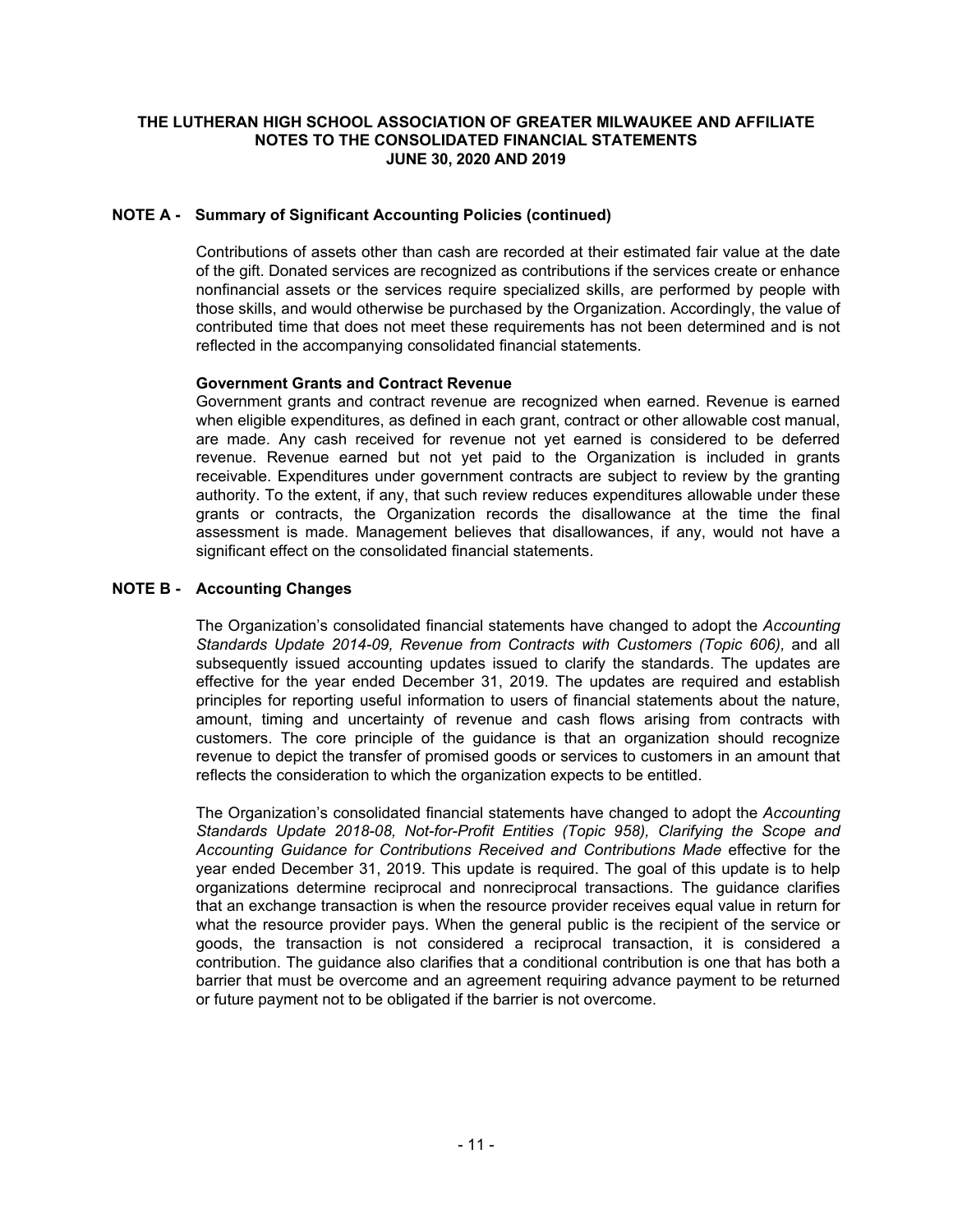# THE LUTHERAN HIGH SCHOOL ASSOCIATION OF GREATER MILWAUKEE AND AFFILIATE
## NOTES TO THE CONSOLIDATED FINANCIAL STATEMENTS
## JUNE 30, 2020 AND 2019

### NOTE A - Summary of Significant Accounting Policies (continued)

Contributions of assets other than cash are recorded at their estimated fair value at the date of the gift. Donated services are recognized as contributions if the services create or enhance nonfinancial assets or the services require specialized skills, are performed by people with those skills, and would otherwise be purchased by the Organization. Accordingly, the value of contributed time that does not meet these requirements has not been determined and is not reflected in the accompanying consolidated financial statements.

**Government Grants and Contract Revenue**

Government grants and contract revenue are recognized when earned. Revenue is earned when eligible expenditures, as defined in each grant, contract or other allowable cost manual, are made. Any cash received for revenue not yet earned is considered to be deferred revenue. Revenue earned but not yet paid to the Organization is included in grants receivable. Expenditures under government contracts are subject to review by the granting authority. To the extent, if any, that such review reduces expenditures allowable under these grants or contracts, the Organization records the disallowance at the time the final assessment is made. Management believes that disallowances, if any, would not have a significant effect on the consolidated financial statements.

### NOTE B - Accounting Changes

The Organization's consolidated financial statements have changed to adopt the *Accounting Standards Update 2014-09, Revenue from Contracts with Customers (Topic 606),* and all subsequently issued accounting updates issued to clarify the standards. The updates are effective for the year ended December 31, 2019. The updates are required and establish principles for reporting useful information to users of financial statements about the nature, amount, timing and uncertainty of revenue and cash flows arising from contracts with customers. The core principle of the guidance is that an organization should recognize revenue to depict the transfer of promised goods or services to customers in an amount that reflects the consideration to which the organization expects to be entitled.

The Organization's consolidated financial statements have changed to adopt the *Accounting Standards Update 2018-08, Not-for-Profit Entities (Topic 958), Clarifying the Scope and Accounting Guidance for Contributions Received and Contributions Made* effective for the year ended December 31, 2019. This update is required. The goal of this update is to help organizations determine reciprocal and nonreciprocal transactions. The guidance clarifies that an exchange transaction is when the resource provider receives equal value in return for what the resource provider pays. When the general public is the recipient of the service or goods, the transaction is not considered a reciprocal transaction, it is considered a contribution. The guidance also clarifies that a conditional contribution is one that has both a barrier that must be overcome and an agreement requiring advance payment to be returned or future payment not to be obligated if the barrier is not overcome.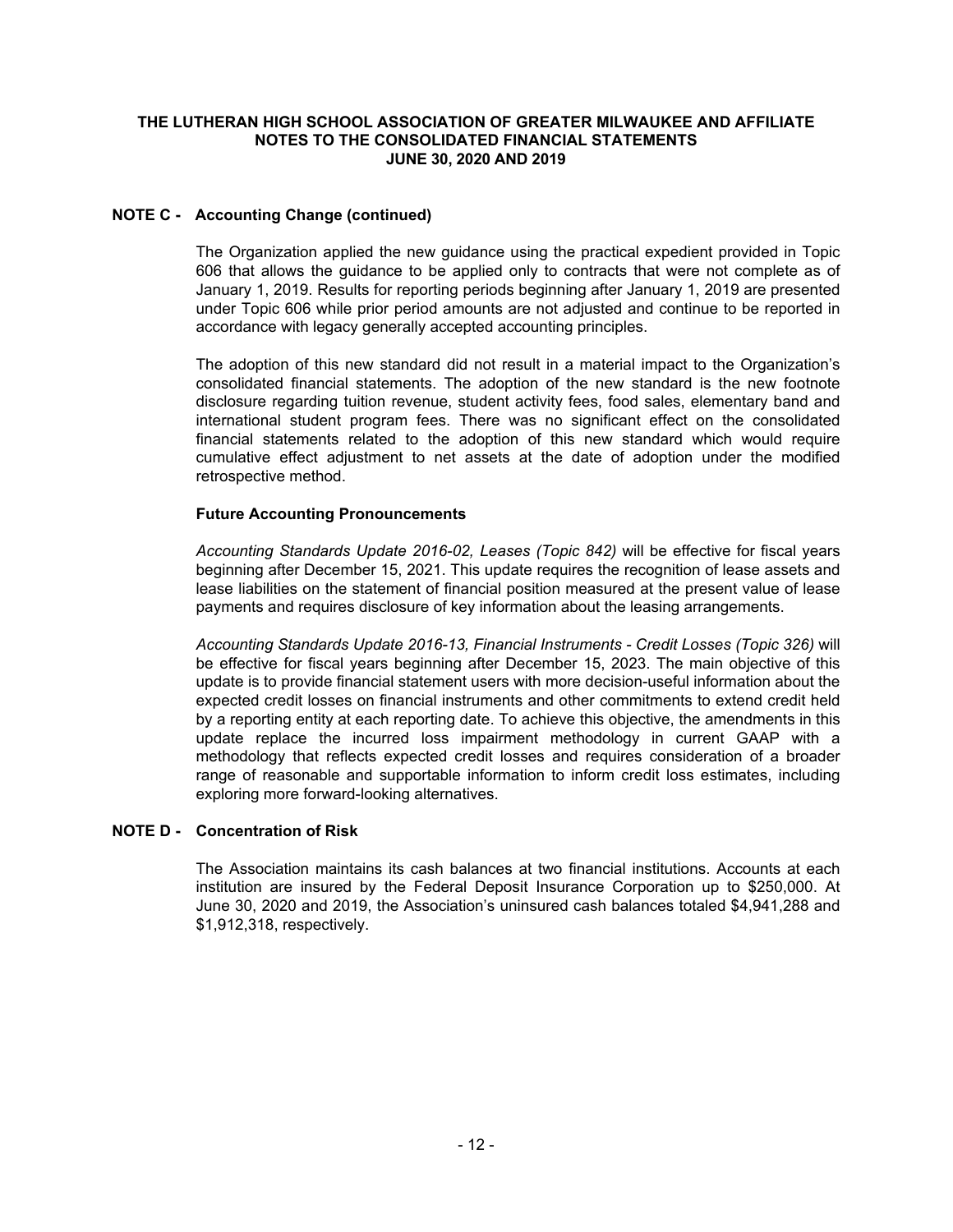## NOTE C - Accounting Change (continued)

The Organization applied the new guidance using the practical expedient provided in Topic 606 that allows the guidance to be applied only to contracts that were not complete as of January 1, 2019. Results for reporting periods beginning after January 1, 2019 are presented under Topic 606 while prior period amounts are not adjusted and continue to be reported in accordance with legacy generally accepted accounting principles.

The adoption of this new standard did not result in a material impact to the Organization's consolidated financial statements. The adoption of the new standard is the new footnote disclosure regarding tuition revenue, student activity fees, food sales, elementary band and international student program fees. There was no significant effect on the consolidated financial statements related to the adoption of this new standard which would require cumulative effect adjustment to net assets at the date of adoption under the modified retrospective method.

### Future Accounting Pronouncements

*Accounting Standards Update 2016-02, Leases (Topic 842)* will be effective for fiscal years beginning after December 15, 2021. This update requires the recognition of lease assets and lease liabilities on the statement of financial position measured at the present value of lease payments and requires disclosure of key information about the leasing arrangements.

*Accounting Standards Update 2016-13, Financial Instruments - Credit Losses (Topic 326)* will be effective for fiscal years beginning after December 15, 2023. The main objective of this update is to provide financial statement users with more decision-useful information about the expected credit losses on financial instruments and other commitments to extend credit held by a reporting entity at each reporting date. To achieve this objective, the amendments in this update replace the incurred loss impairment methodology in current GAAP with a methodology that reflects expected credit losses and requires consideration of a broader range of reasonable and supportable information to inform credit loss estimates, including exploring more forward-looking alternatives.

## NOTE D - Concentration of Risk

The Association maintains its cash balances at two financial institutions. Accounts at each institution are insured by the Federal Deposit Insurance Corporation up to $250,000. At June 30, 2020 and 2019, the Association's uninsured cash balances totaled $4,941,288 and $1,912,318, respectively.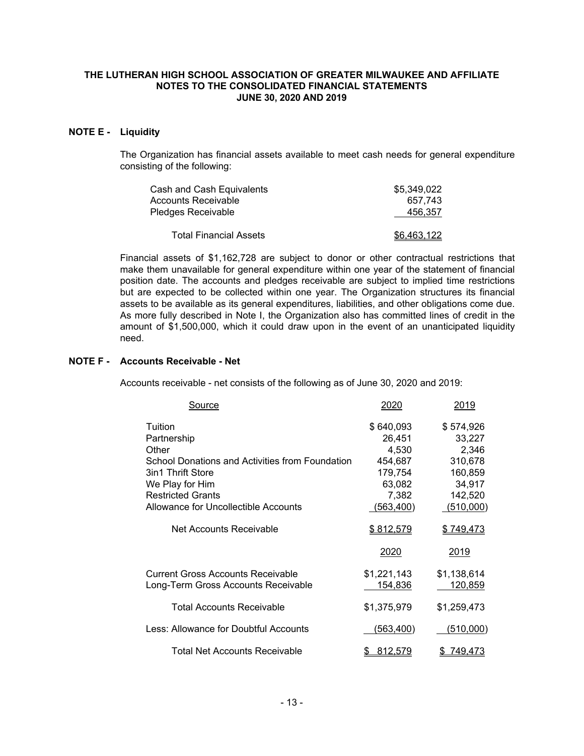**THE LUTHERAN HIGH SCHOOL ASSOCIATION OF GREATER MILWAUKEE AND AFFILIATE**
**NOTES TO THE CONSOLIDATED FINANCIAL STATEMENTS**
**JUNE 30, 2020 AND 2019**

## NOTE E - Liquidity

The Organization has financial assets available to meet cash needs for general expenditure consisting of the following:

| | |
|---|---|
| Cash and Cash Equivalents | $5,349,022 |
| Accounts Receivable | 657,743 |
| Pledges Receivable | 456,357 |
| Total Financial Assets | $6,463,122 |

Financial assets of $1,162,728 are subject to donor or other contractual restrictions that make them unavailable for general expenditure within one year of the statement of financial position date. The accounts and pledges receivable are subject to implied time restrictions but are expected to be collected within one year. The Organization structures its financial assets to be available as its general expenditures, liabilities, and other obligations come due. As more fully described in Note I, the Organization also has committed lines of credit in the amount of $1,500,000, which it could draw upon in the event of an unanticipated liquidity need.

## NOTE F - Accounts Receivable - Net

Accounts receivable - net consists of the following as of June 30, 2020 and 2019:

| Source | 2020 | 2019 |
|---|---|---|
| Tuition | $ 640,093 | $ 574,926 |
| Partnership | 26,451 | 33,227 |
| Other | 4,530 | 2,346 |
| School Donations and Activities from Foundation | 454,687 | 310,678 |
| 3in1 Thrift Store | 179,754 | 160,859 |
| We Play for Him | 63,082 | 34,917 |
| Restricted Grants | 7,382 | 142,520 |
| Allowance for Uncollectible Accounts | (563,400) | (510,000) |
| Net Accounts Receivable | $ 812,579 | $ 749,473 |

| | 2020 | 2019 |
|---|---|---|
| Current Gross Accounts Receivable | $1,221,143 | $1,138,614 |
| Long-Term Gross Accounts Receivable | 154,836 | 120,859 |
| Total Accounts Receivable | $1,375,979 | $1,259,473 |
| Less: Allowance for Doubtful Accounts | (563,400) | (510,000) |
| Total Net Accounts Receivable | $ 812,579 | $ 749,473 |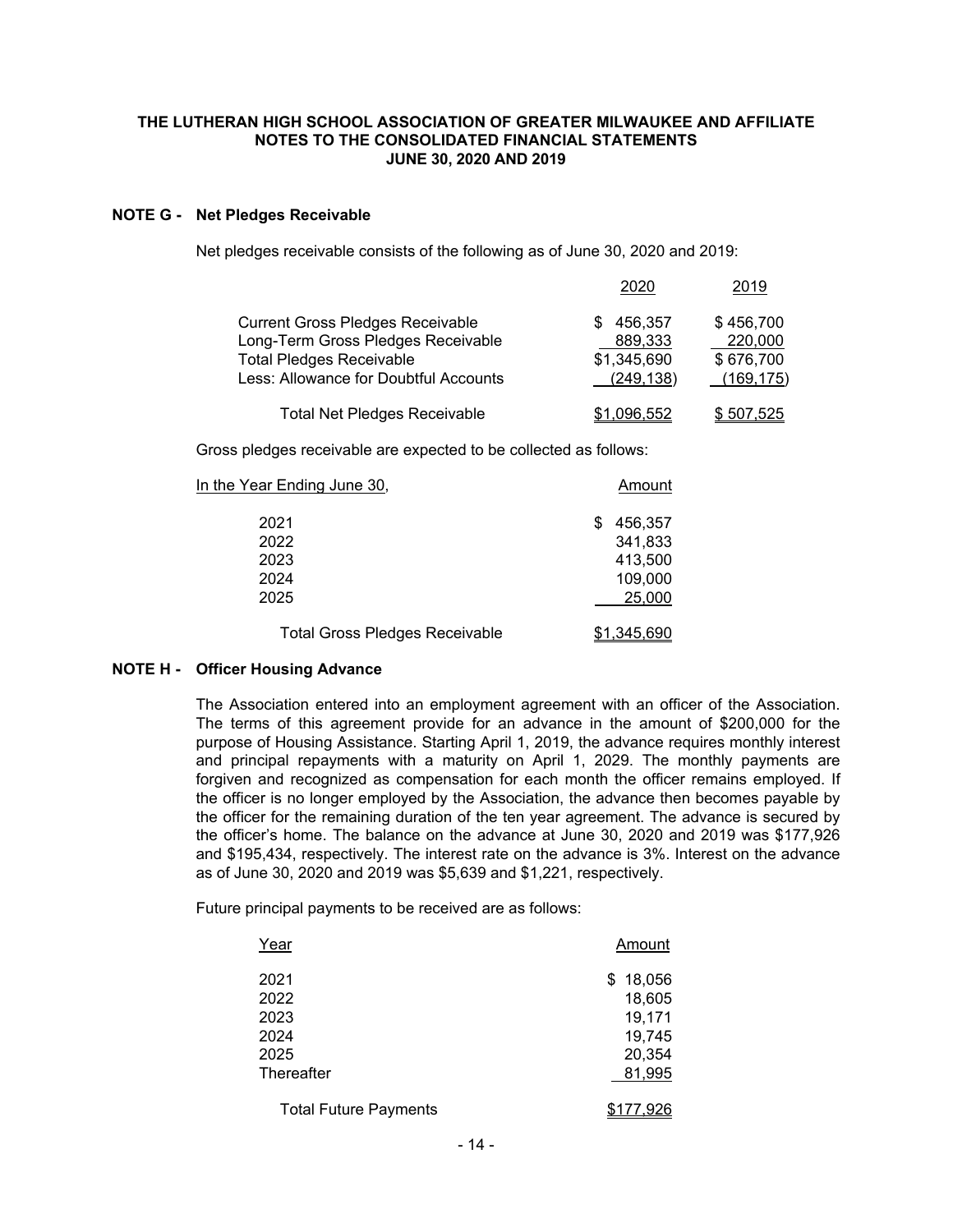**THE LUTHERAN HIGH SCHOOL ASSOCIATION OF GREATER MILWAUKEE AND AFFILIATE**
**NOTES TO THE CONSOLIDATED FINANCIAL STATEMENTS**
**JUNE 30, 2020 AND 2019**

## NOTE G - Net Pledges Receivable

Net pledges receivable consists of the following as of June 30, 2020 and 2019:

| | 2020 | 2019 |
|---|---|---|
| Current Gross Pledges Receivable | $ 456,357 | $ 456,700 |
| Long-Term Gross Pledges Receivable | 889,333 | 220,000 |
| Total Pledges Receivable | $1,345,690 | $ 676,700 |
| Less: Allowance for Doubtful Accounts | (249,138) | (169,175) |
| Total Net Pledges Receivable | $1,096,552 | $ 507,525 |

Gross pledges receivable are expected to be collected as follows:

| In the Year Ending June 30, | Amount |
|---|---|
| 2021 | $ 456,357 |
| 2022 | 341,833 |
| 2023 | 413,500 |
| 2024 | 109,000 |
| 2025 | 25,000 |
| Total Gross Pledges Receivable | $1,345,690 |

## NOTE H - Officer Housing Advance

The Association entered into an employment agreement with an officer of the Association. The terms of this agreement provide for an advance in the amount of $200,000 for the purpose of Housing Assistance. Starting April 1, 2019, the advance requires monthly interest and principal repayments with a maturity on April 1, 2029. The monthly payments are forgiven and recognized as compensation for each month the officer remains employed. If the officer is no longer employed by the Association, the advance then becomes payable by the officer for the remaining duration of the ten year agreement. The advance is secured by the officer's home. The balance on the advance at June 30, 2020 and 2019 was $177,926 and $195,434, respectively. The interest rate on the advance is 3%. Interest on the advance as of June 30, 2020 and 2019 was $5,639 and $1,221, respectively.

Future principal payments to be received are as follows:

| Year | Amount |
|---|---|
| 2021 | $ 18,056 |
| 2022 | 18,605 |
| 2023 | 19,171 |
| 2024 | 19,745 |
| 2025 | 20,354 |
| Thereafter | 81,995 |
| Total Future Payments | $177,926 |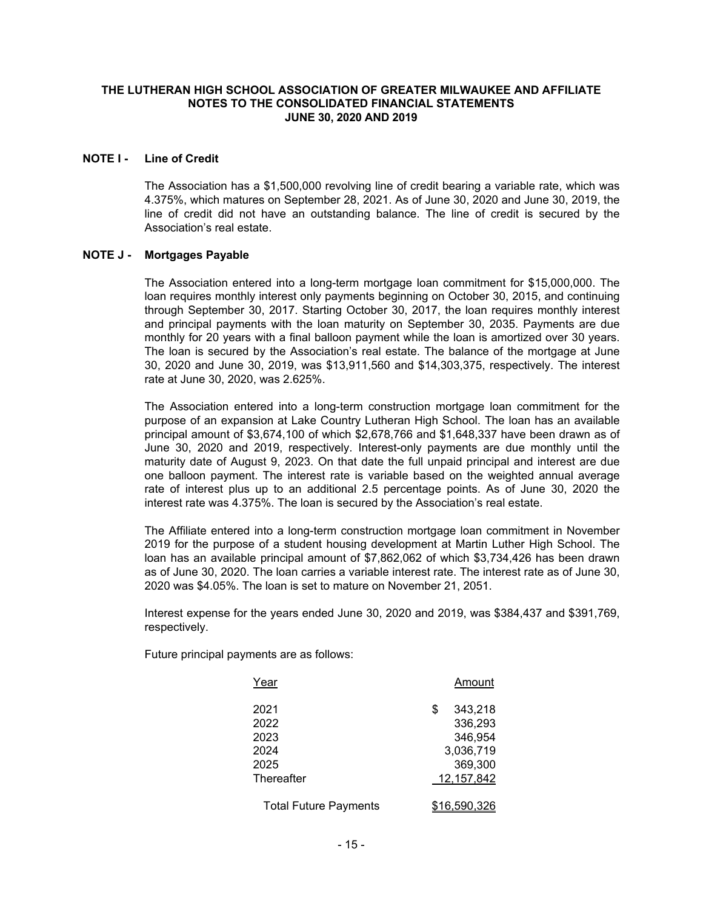**THE LUTHERAN HIGH SCHOOL ASSOCIATION OF GREATER MILWAUKEE AND AFFILIATE**
**NOTES TO THE CONSOLIDATED FINANCIAL STATEMENTS**
**JUNE 30, 2020 AND 2019**

## NOTE I - Line of Credit

The Association has a $1,500,000 revolving line of credit bearing a variable rate, which was 4.375%, which matures on September 28, 2021. As of June 30, 2020 and June 30, 2019, the line of credit did not have an outstanding balance. The line of credit is secured by the Association's real estate.

## NOTE J - Mortgages Payable

The Association entered into a long-term mortgage loan commitment for $15,000,000. The loan requires monthly interest only payments beginning on October 30, 2015, and continuing through September 30, 2017. Starting October 30, 2017, the loan requires monthly interest and principal payments with the loan maturity on September 30, 2035. Payments are due monthly for 20 years with a final balloon payment while the loan is amortized over 30 years. The loan is secured by the Association's real estate. The balance of the mortgage at June 30, 2020 and June 30, 2019, was $13,911,560 and $14,303,375, respectively. The interest rate at June 30, 2020, was 2.625%.

The Association entered into a long-term construction mortgage loan commitment for the purpose of an expansion at Lake Country Lutheran High School. The loan has an available principal amount of $3,674,100 of which $2,678,766 and $1,648,337 have been drawn as of June 30, 2020 and 2019, respectively. Interest-only payments are due monthly until the maturity date of August 9, 2023. On that date the full unpaid principal and interest are due one balloon payment. The interest rate is variable based on the weighted annual average rate of interest plus up to an additional 2.5 percentage points. As of June 30, 2020 the interest rate was 4.375%. The loan is secured by the Association's real estate.

The Affiliate entered into a long-term construction mortgage loan commitment in November 2019 for the purpose of a student housing development at Martin Luther High School. The loan has an available principal amount of $7,862,062 of which $3,734,426 has been drawn as of June 30, 2020. The loan carries a variable interest rate. The interest rate as of June 30, 2020 was $4.05%. The loan is set to mature on November 21, 2051.

Interest expense for the years ended June 30, 2020 and 2019, was $384,437 and $391,769, respectively.

Future principal payments are as follows:

| Year | Amount |
|---|---|
| 2021 | $ 343,218 |
| 2022 | 336,293 |
| 2023 | 346,954 |
| 2024 | 3,036,719 |
| 2025 | 369,300 |
| Thereafter | 12,157,842 |
| Total Future Payments | $16,590,326 |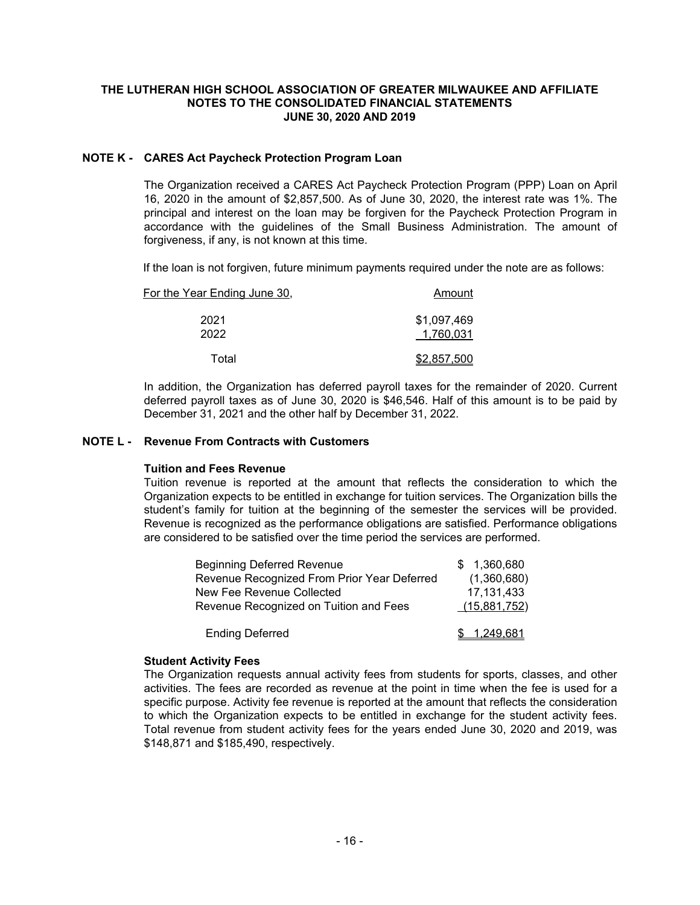**THE LUTHERAN HIGH SCHOOL ASSOCIATION OF GREATER MILWAUKEE AND AFFILIATE**
**NOTES TO THE CONSOLIDATED FINANCIAL STATEMENTS**
**JUNE 30, 2020 AND 2019**

## NOTE K - CARES Act Paycheck Protection Program Loan

The Organization received a CARES Act Paycheck Protection Program (PPP) Loan on April 16, 2020 in the amount of $2,857,500. As of June 30, 2020, the interest rate was 1%. The principal and interest on the loan may be forgiven for the Paycheck Protection Program in accordance with the guidelines of the Small Business Administration. The amount of forgiveness, if any, is not known at this time.

If the loan is not forgiven, future minimum payments required under the note are as follows:

| For the Year Ending June 30, | Amount |
|---|---|
| 2021 | $1,097,469 |
| 2022 | 1,760,031 |
| Total | $2,857,500 |

In addition, the Organization has deferred payroll taxes for the remainder of 2020. Current deferred payroll taxes as of June 30, 2020 is $46,546. Half of this amount is to be paid by December 31, 2021 and the other half by December 31, 2022.

## NOTE L - Revenue From Contracts with Customers

### Tuition and Fees Revenue

Tuition revenue is reported at the amount that reflects the consideration to which the Organization expects to be entitled in exchange for tuition services. The Organization bills the student's family for tuition at the beginning of the semester the services will be provided. Revenue is recognized as the performance obligations are satisfied. Performance obligations are considered to be satisfied over the time period the services are performed.

| | |
|---|---|
| Beginning Deferred Revenue | $ 1,360,680 |
| Revenue Recognized From Prior Year Deferred | (1,360,680) |
| New Fee Revenue Collected | 17,131,433 |
| Revenue Recognized on Tuition and Fees | (15,881,752) |
| Ending Deferred | $ 1,249,681 |

### Student Activity Fees

The Organization requests annual activity fees from students for sports, classes, and other activities. The fees are recorded as revenue at the point in time when the fee is used for a specific purpose. Activity fee revenue is reported at the amount that reflects the consideration to which the Organization expects to be entitled in exchange for the student activity fees. Total revenue from student activity fees for the years ended June 30, 2020 and 2019, was $148,871 and $185,490, respectively.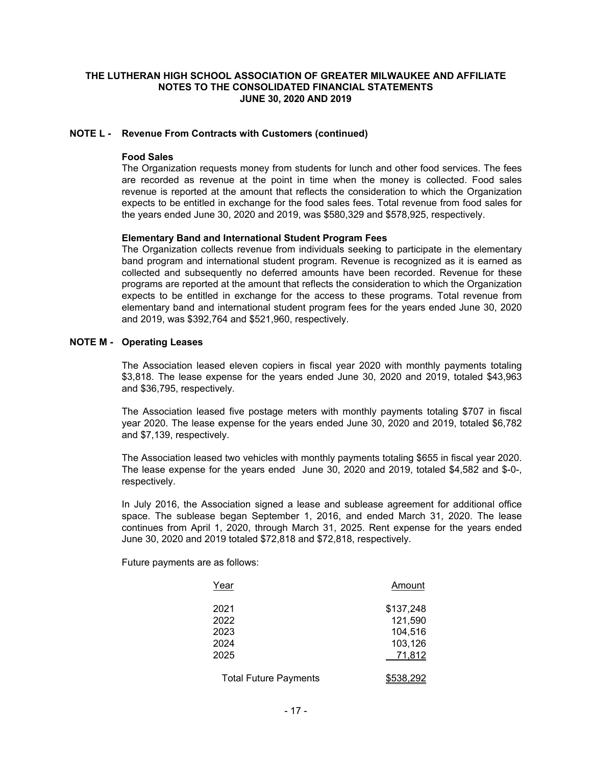## NOTE L - Revenue From Contracts with Customers (continued)

### Food Sales

The Organization requests money from students for lunch and other food services. The fees are recorded as revenue at the point in time when the money is collected. Food sales revenue is reported at the amount that reflects the consideration to which the Organization expects to be entitled in exchange for the food sales fees. Total revenue from food sales for the years ended June 30, 2020 and 2019, was $580,329 and $578,925, respectively.

### Elementary Band and International Student Program Fees

The Organization collects revenue from individuals seeking to participate in the elementary band program and international student program. Revenue is recognized as it is earned as collected and subsequently no deferred amounts have been recorded. Revenue for these programs are reported at the amount that reflects the consideration to which the Organization expects to be entitled in exchange for the access to these programs. Total revenue from elementary band and international student program fees for the years ended June 30, 2020 and 2019, was $392,764 and $521,960, respectively.

## NOTE M - Operating Leases

The Association leased eleven copiers in fiscal year 2020 with monthly payments totaling $3,818. The lease expense for the years ended June 30, 2020 and 2019, totaled $43,963 and $36,795, respectively.

The Association leased five postage meters with monthly payments totaling $707 in fiscal year 2020. The lease expense for the years ended June 30, 2020 and 2019, totaled $6,782 and $7,139, respectively.

The Association leased two vehicles with monthly payments totaling $655 in fiscal year 2020. The lease expense for the years ended June 30, 2020 and 2019, totaled $4,582 and $-0-, respectively.

In July 2016, the Association signed a lease and sublease agreement for additional office space. The sublease began September 1, 2016, and ended March 31, 2020. The lease continues from April 1, 2020, through March 31, 2025. Rent expense for the years ended June 30, 2020 and 2019 totaled $72,818 and $72,818, respectively.

Future payments are as follows:

| Year | Amount |
|---|---|
| 2021 | $137,248 |
| 2022 | 121,590 |
| 2023 | 104,516 |
| 2024 | 103,126 |
| 2025 | 71,812 |
| Total Future Payments | $538,292 |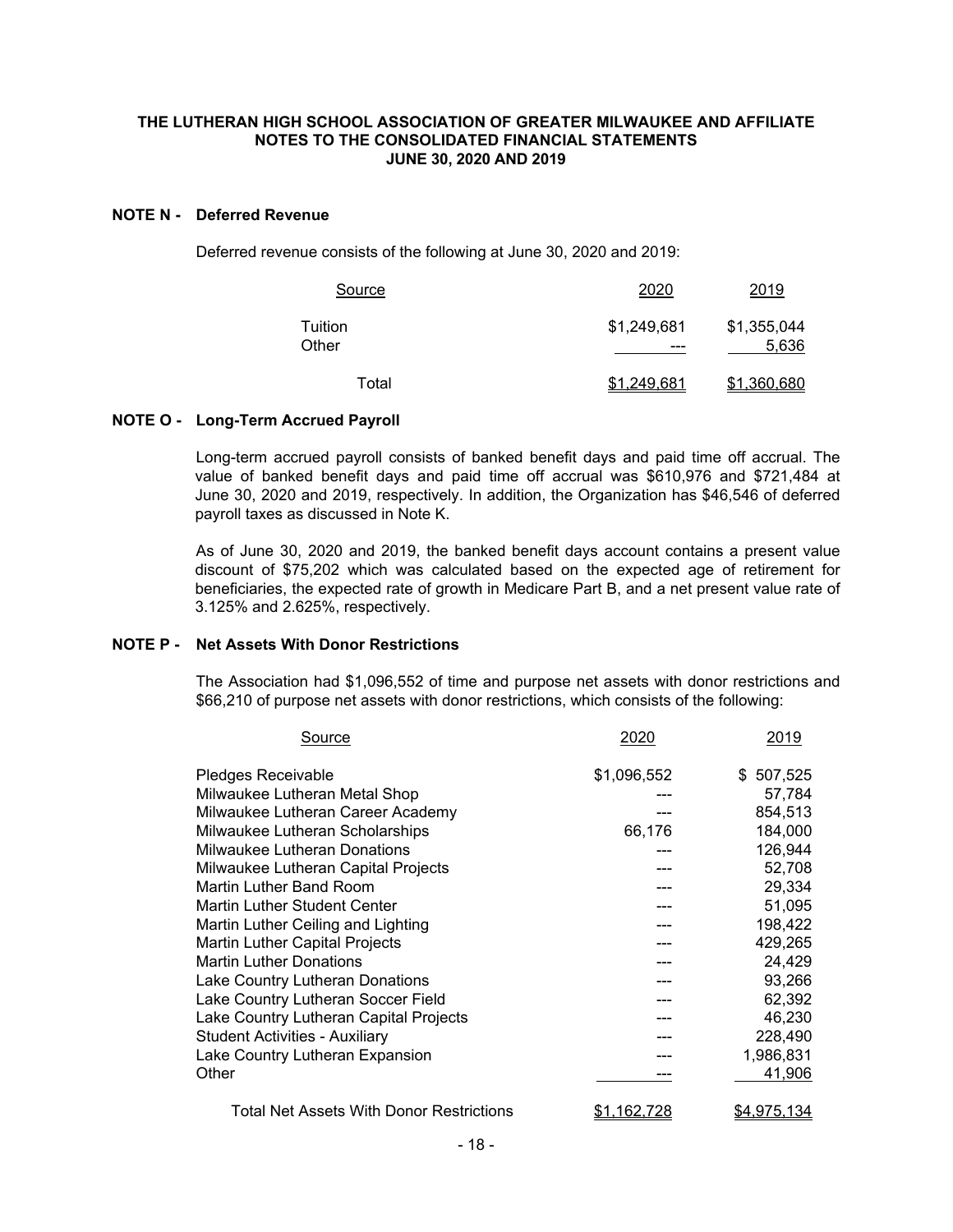**THE LUTHERAN HIGH SCHOOL ASSOCIATION OF GREATER MILWAUKEE AND AFFILIATE**
**NOTES TO THE CONSOLIDATED FINANCIAL STATEMENTS**
**JUNE 30, 2020 AND 2019**

### NOTE N - Deferred Revenue

Deferred revenue consists of the following at June 30, 2020 and 2019:

| Source | 2020 | 2019 |
|---|---|---|
| Tuition | \$1,249,681 | \$1,355,044 |
| Other | --- | 5,636 |
| Total | \$1,249,681 | \$1,360,680 |

### NOTE O - Long-Term Accrued Payroll

Long-term accrued payroll consists of banked benefit days and paid time off accrual. The value of banked benefit days and paid time off accrual was \$610,976 and \$721,484 at June 30, 2020 and 2019, respectively. In addition, the Organization has \$46,546 of deferred payroll taxes as discussed in Note K.

As of June 30, 2020 and 2019, the banked benefit days account contains a present value discount of \$75,202 which was calculated based on the expected age of retirement for beneficiaries, the expected rate of growth in Medicare Part B, and a net present value rate of 3.125% and 2.625%, respectively.

### NOTE P - Net Assets With Donor Restrictions

The Association had \$1,096,552 of time and purpose net assets with donor restrictions and \$66,210 of purpose net assets with donor restrictions, which consists of the following:

| Source | 2020 | 2019 |
|---|---|---|
| Pledges Receivable | \$1,096,552 | \$ 507,525 |
| Milwaukee Lutheran Metal Shop | --- | 57,784 |
| Milwaukee Lutheran Career Academy | --- | 854,513 |
| Milwaukee Lutheran Scholarships | 66,176 | 184,000 |
| Milwaukee Lutheran Donations | --- | 126,944 |
| Milwaukee Lutheran Capital Projects | --- | 52,708 |
| Martin Luther Band Room | --- | 29,334 |
| Martin Luther Student Center | --- | 51,095 |
| Martin Luther Ceiling and Lighting | --- | 198,422 |
| Martin Luther Capital Projects | --- | 429,265 |
| Martin Luther Donations | --- | 24,429 |
| Lake Country Lutheran Donations | --- | 93,266 |
| Lake Country Lutheran Soccer Field | --- | 62,392 |
| Lake Country Lutheran Capital Projects | --- | 46,230 |
| Student Activities - Auxiliary | --- | 228,490 |
| Lake Country Lutheran Expansion | --- | 1,986,831 |
| Other | --- | 41,906 |
| Total Net Assets With Donor Restrictions | \$1,162,728 | \$4,975,134 |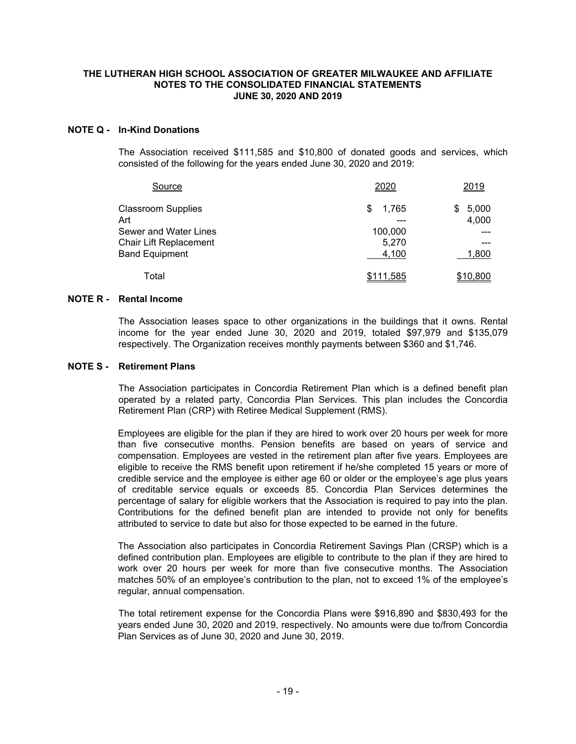**THE LUTHERAN HIGH SCHOOL ASSOCIATION OF GREATER MILWAUKEE AND AFFILIATE**
**NOTES TO THE CONSOLIDATED FINANCIAL STATEMENTS**
**JUNE 30, 2020 AND 2019**

## NOTE Q - In-Kind Donations

The Association received $111,585 and $10,800 of donated goods and services, which consisted of the following for the years ended June 30, 2020 and 2019:

| Source | 2020 | 2019 |
|---|---|---|
| Classroom Supplies | $ 1,765 | $ 5,000 |
| Art | --- | 4,000 |
| Sewer and Water Lines | 100,000 | --- |
| Chair Lift Replacement | 5,270 | --- |
| Band Equipment | 4,100 | 1,800 |
| Total | $111,585 | $10,800 |

## NOTE R - Rental Income

The Association leases space to other organizations in the buildings that it owns. Rental income for the year ended June 30, 2020 and 2019, totaled $97,979 and $135,079 respectively. The Organization receives monthly payments between $360 and $1,746.

## NOTE S - Retirement Plans

The Association participates in Concordia Retirement Plan which is a defined benefit plan operated by a related party, Concordia Plan Services. This plan includes the Concordia Retirement Plan (CRP) with Retiree Medical Supplement (RMS).

Employees are eligible for the plan if they are hired to work over 20 hours per week for more than five consecutive months. Pension benefits are based on years of service and compensation. Employees are vested in the retirement plan after five years. Employees are eligible to receive the RMS benefit upon retirement if he/she completed 15 years or more of credible service and the employee is either age 60 or older or the employee's age plus years of creditable service equals or exceeds 85. Concordia Plan Services determines the percentage of salary for eligible workers that the Association is required to pay into the plan. Contributions for the defined benefit plan are intended to provide not only for benefits attributed to service to date but also for those expected to be earned in the future.

The Association also participates in Concordia Retirement Savings Plan (CRSP) which is a defined contribution plan. Employees are eligible to contribute to the plan if they are hired to work over 20 hours per week for more than five consecutive months. The Association matches 50% of an employee's contribution to the plan, not to exceed 1% of the employee's regular, annual compensation.

The total retirement expense for the Concordia Plans were $916,890 and $830,493 for the years ended June 30, 2020 and 2019, respectively. No amounts were due to/from Concordia Plan Services as of June 30, 2020 and June 30, 2019.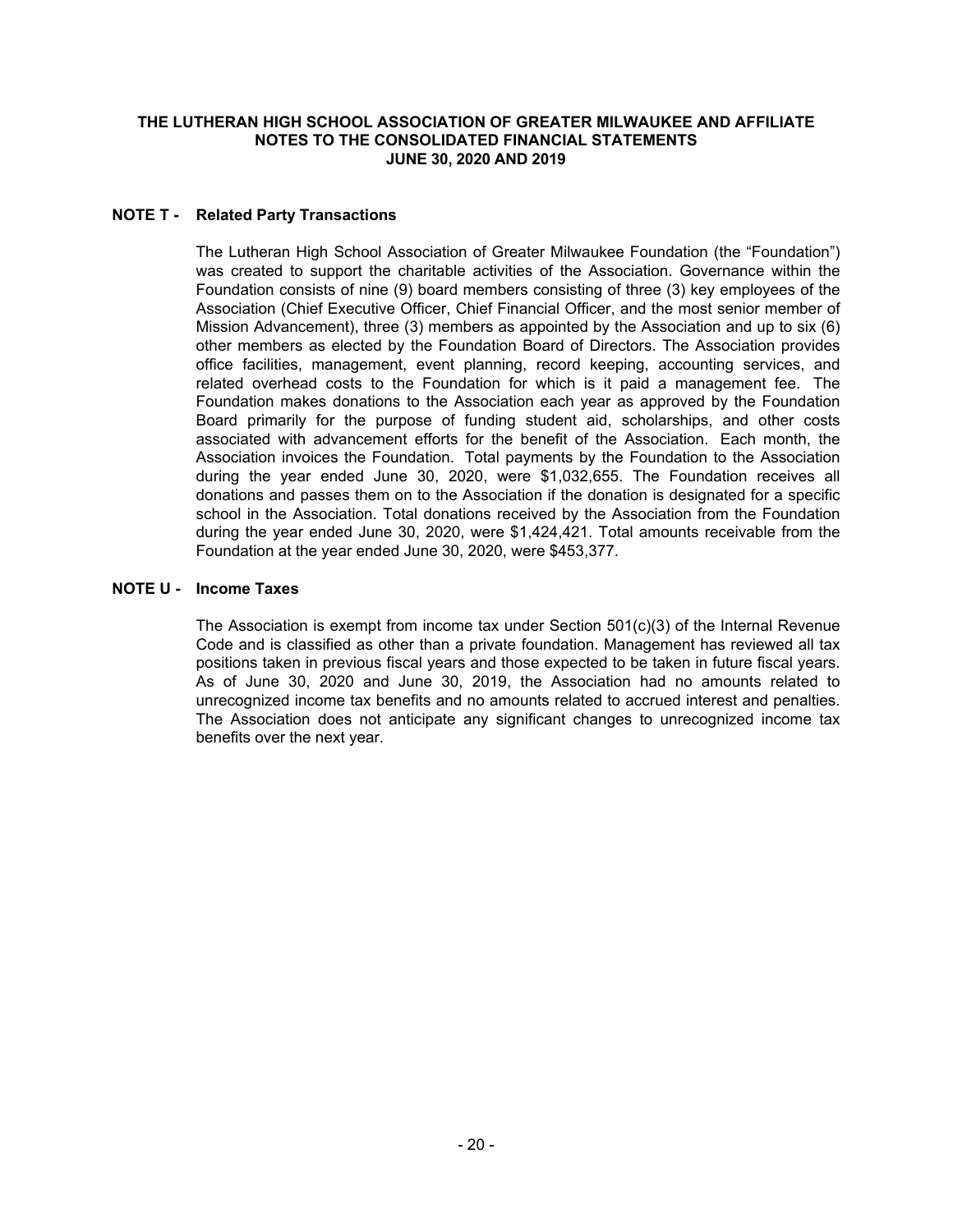# THE LUTHERAN HIGH SCHOOL ASSOCIATION OF GREATER MILWAUKEE AND AFFILIATE
## NOTES TO THE CONSOLIDATED FINANCIAL STATEMENTS
## JUNE 30, 2020 AND 2019

### NOTE T - Related Party Transactions

The Lutheran High School Association of Greater Milwaukee Foundation (the "Foundation") was created to support the charitable activities of the Association. Governance within the Foundation consists of nine (9) board members consisting of three (3) key employees of the Association (Chief Executive Officer, Chief Financial Officer, and the most senior member of Mission Advancement), three (3) members as appointed by the Association and up to six (6) other members as elected by the Foundation Board of Directors. The Association provides office facilities, management, event planning, record keeping, accounting services, and related overhead costs to the Foundation for which is it paid a management fee. The Foundation makes donations to the Association each year as approved by the Foundation Board primarily for the purpose of funding student aid, scholarships, and other costs associated with advancement efforts for the benefit of the Association. Each month, the Association invoices the Foundation. Total payments by the Foundation to the Association during the year ended June 30, 2020, were $1,032,655. The Foundation receives all donations and passes them on to the Association if the donation is designated for a specific school in the Association. Total donations received by the Association from the Foundation during the year ended June 30, 2020, were $1,424,421. Total amounts receivable from the Foundation at the year ended June 30, 2020, were $453,377.

### NOTE U - Income Taxes

The Association is exempt from income tax under Section 501(c)(3) of the Internal Revenue Code and is classified as other than a private foundation. Management has reviewed all tax positions taken in previous fiscal years and those expected to be taken in future fiscal years. As of June 30, 2020 and June 30, 2019, the Association had no amounts related to unrecognized income tax benefits and no amounts related to accrued interest and penalties. The Association does not anticipate any significant changes to unrecognized income tax benefits over the next year.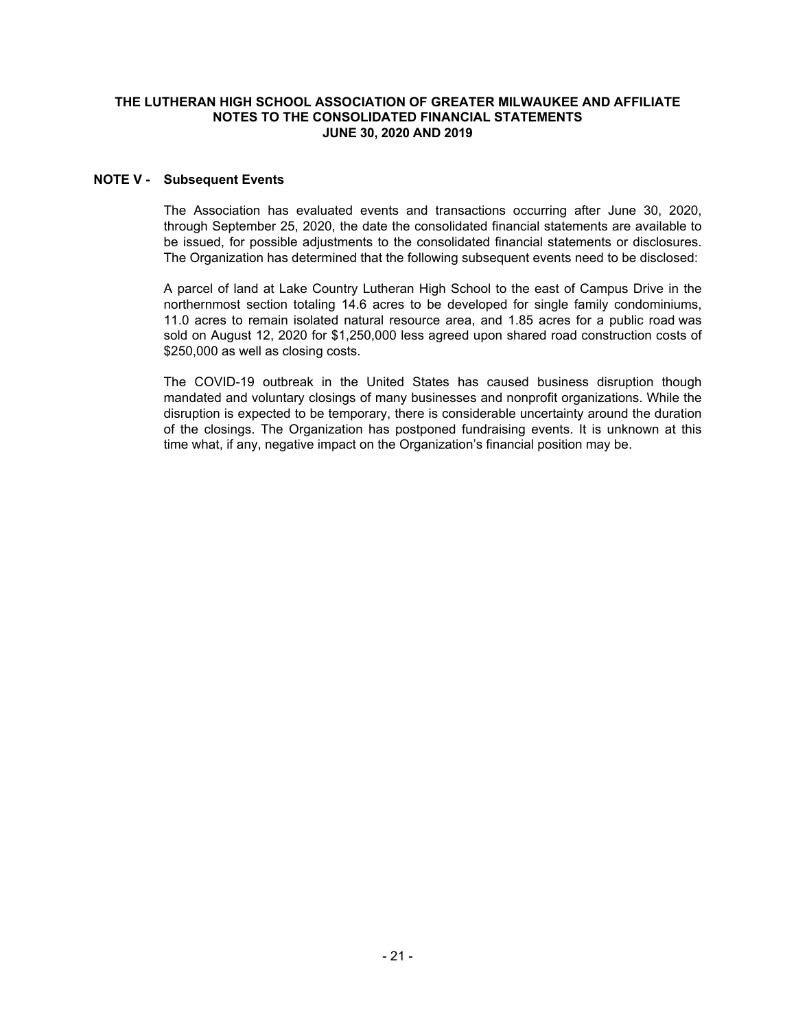# THE LUTHERAN HIGH SCHOOL ASSOCIATION OF GREATER MILWAUKEE AND AFFILIATE
## NOTES TO THE CONSOLIDATED FINANCIAL STATEMENTS
## JUNE 30, 2020 AND 2019

### NOTE V - Subsequent Events

The Association has evaluated events and transactions occurring after June 30, 2020, through September 25, 2020, the date the consolidated financial statements are available to be issued, for possible adjustments to the consolidated financial statements or disclosures. The Organization has determined that the following subsequent events need to be disclosed:

A parcel of land at Lake Country Lutheran High School to the east of Campus Drive in the northernmost section totaling 14.6 acres to be developed for single family condominiums, 11.0 acres to remain isolated natural resource area, and 1.85 acres for a public road was sold on August 12, 2020 for $1,250,000 less agreed upon shared road construction costs of $250,000 as well as closing costs.

The COVID-19 outbreak in the United States has caused business disruption though mandated and voluntary closings of many businesses and nonprofit organizations. While the disruption is expected to be temporary, there is considerable uncertainty around the duration of the closings. The Organization has postponed fundraising events. It is unknown at this time what, if any, negative impact on the Organization's financial position may be.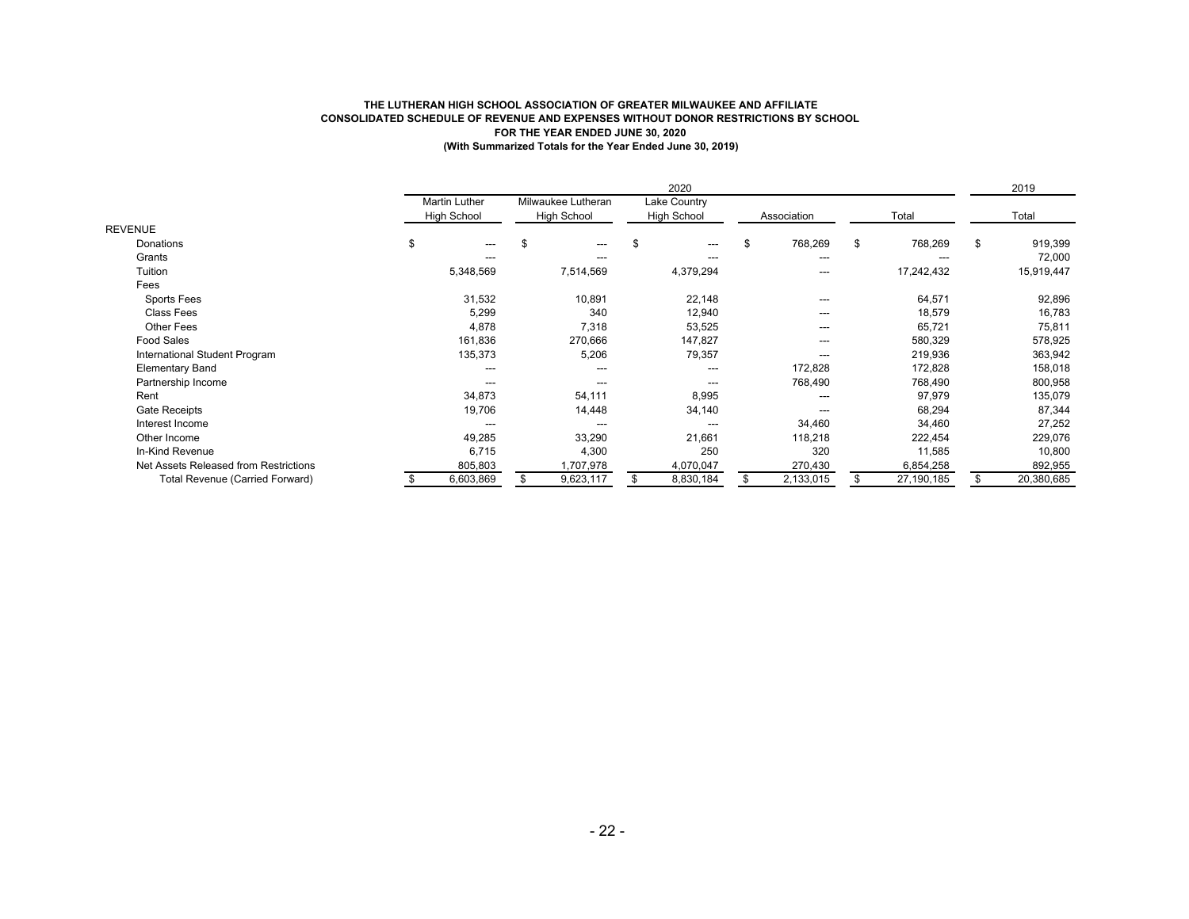**THE LUTHERAN HIGH SCHOOL ASSOCIATION OF GREATER MILWAUKEE AND AFFILIATE**
**CONSOLIDATED SCHEDULE OF REVENUE AND EXPENSES WITHOUT DONOR RESTRICTIONS BY SCHOOL**
**FOR THE YEAR ENDED JUNE 30, 2020**
**(With Summarized Totals for the Year Ended June 30, 2019)**

| | 2020 | | | | | 2019 |
|---|---|---|---|---|---|---|
| | Martin Luther High School | Milwaukee Lutheran High School | Lake Country High School | Association | Total | Total |
| REVENUE | | | | | | |
| Donations | $ --- | $ --- | $ --- | $ 768,269 | $ 768,269 | $ 919,399 |
| Grants | --- | --- | --- | --- | --- | 72,000 |
| Tuition | 5,348,569 | 7,514,569 | 4,379,294 | --- | 17,242,432 | 15,919,447 |
| Fees | | | | | | |
| Sports Fees | 31,532 | 10,891 | 22,148 | --- | 64,571 | 92,896 |
| Class Fees | 5,299 | 340 | 12,940 | --- | 18,579 | 16,783 |
| Other Fees | 4,878 | 7,318 | 53,525 | --- | 65,721 | 75,811 |
| Food Sales | 161,836 | 270,666 | 147,827 | --- | 580,329 | 578,925 |
| International Student Program | 135,373 | 5,206 | 79,357 | --- | 219,936 | 363,942 |
| Elementary Band | --- | --- | --- | 172,828 | 172,828 | 158,018 |
| Partnership Income | --- | --- | --- | 768,490 | 768,490 | 800,958 |
| Rent | 34,873 | 54,111 | 8,995 | --- | 97,979 | 135,079 |
| Gate Receipts | 19,706 | 14,448 | 34,140 | --- | 68,294 | 87,344 |
| Interest Income | --- | --- | --- | 34,460 | 34,460 | 27,252 |
| Other Income | 49,285 | 33,290 | 21,661 | 118,218 | 222,454 | 229,076 |
| In-Kind Revenue | 6,715 | 4,300 | 250 | 320 | 11,585 | 10,800 |
| Net Assets Released from Restrictions | 805,803 | 1,707,978 | 4,070,047 | 270,430 | 6,854,258 | 892,955 |
| Total Revenue (Carried Forward) | $ 6,603,869 | $ 9,623,117 | $ 8,830,184 | $ 2,133,015 | $ 27,190,185 | $ 20,380,685 |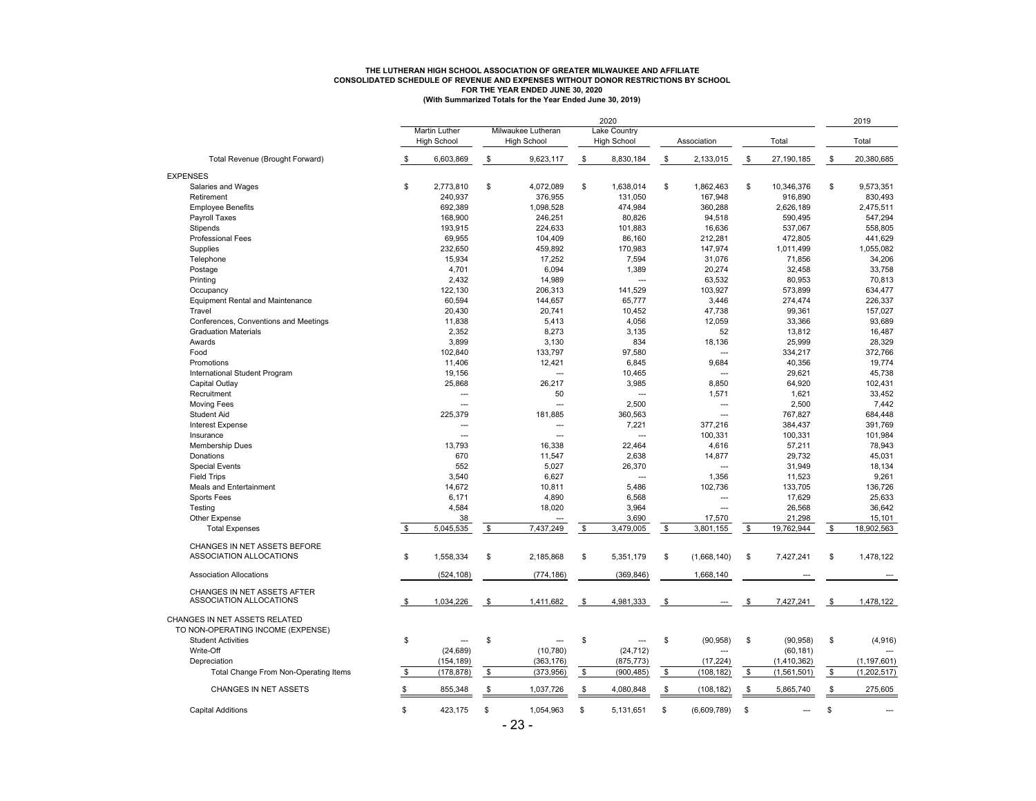**THE LUTHERAN HIGH SCHOOL ASSOCIATION OF GREATER MILWAUKEE AND AFFILIATE**
**CONSOLIDATED SCHEDULE OF REVENUE AND EXPENSES WITHOUT DONOR RESTRICTIONS BY SCHOOL**
**FOR THE YEAR ENDED JUNE 30, 2020**
**(With Summarized Totals for the Year Ended June 30, 2019)**

| | 2020 | | | | | 2019 |
|---|---|---|---|---|---|---|
| | Martin Luther High School | Milwaukee Lutheran High School | Lake Country High School | Association | Total | Total |
| Total Revenue (Brought Forward) | $ 6,603,869 | $ 9,623,117 | $ 8,830,184 | $ 2,133,015 | $ 27,190,185 | $ 20,380,685 |
| **EXPENSES** | | | | | | |
| Salaries and Wages | $ 2,773,810 | $ 4,072,089 | $ 1,638,014 | $ 1,862,463 | $ 10,346,376 | $ 9,573,351 |
| Retirement | 240,937 | 376,955 | 131,050 | 167,948 | 916,890 | 830,493 |
| Employee Benefits | 692,389 | 1,098,528 | 474,984 | 360,288 | 2,626,189 | 2,475,511 |
| Payroll Taxes | 168,900 | 246,251 | 80,826 | 94,518 | 590,495 | 547,294 |
| Stipends | 193,915 | 224,633 | 101,883 | 16,636 | 537,067 | 558,805 |
| Professional Fees | 69,955 | 104,409 | 86,160 | 212,281 | 472,805 | 441,629 |
| Supplies | 232,650 | 459,892 | 170,983 | 147,974 | 1,011,499 | 1,055,082 |
| Telephone | 15,934 | 17,252 | 7,594 | 31,076 | 71,856 | 34,206 |
| Postage | 4,701 | 6,094 | 1,389 | 20,274 | 32,458 | 33,758 |
| Printing | 2,432 | 14,989 | --- | 63,532 | 80,953 | 70,813 |
| Occupancy | 122,130 | 206,313 | 141,529 | 103,927 | 573,899 | 634,477 |
| Equipment Rental and Maintenance | 60,594 | 144,657 | 65,777 | 3,446 | 274,474 | 226,337 |
| Travel | 20,430 | 20,741 | 10,452 | 47,738 | 99,361 | 157,027 |
| Conferences, Conventions and Meetings | 11,838 | 5,413 | 4,056 | 12,059 | 33,366 | 93,689 |
| Graduation Materials | 2,352 | 8,273 | 3,135 | 52 | 13,812 | 16,487 |
| Awards | 3,899 | 3,130 | 834 | 18,136 | 25,999 | 28,329 |
| Food | 102,840 | 133,797 | 97,580 | --- | 334,217 | 372,766 |
| Promotions | 11,406 | 12,421 | 6,845 | 9,684 | 40,356 | 19,774 |
| International Student Program | 19,156 | --- | 10,465 | --- | 29,621 | 45,738 |
| Capital Outlay | 25,868 | 26,217 | 3,985 | 8,850 | 64,920 | 102,431 |
| Recruitment | --- | 50 | --- | 1,571 | 1,621 | 33,452 |
| Moving Fees | --- | --- | 2,500 | --- | 2,500 | 7,442 |
| Student Aid | 225,379 | 181,885 | 360,563 | --- | 767,827 | 684,448 |
| Interest Expense | --- | --- | 7,221 | 377,216 | 384,437 | 391,769 |
| Insurance | --- | --- | --- | 100,331 | 100,331 | 101,984 |
| Membership Dues | 13,793 | 16,338 | 22,464 | 4,616 | 57,211 | 78,943 |
| Donations | 670 | 11,547 | 2,638 | 14,877 | 29,732 | 45,031 |
| Special Events | 552 | 5,027 | 26,370 | --- | 31,949 | 18,134 |
| Field Trips | 3,540 | 6,627 | --- | 1,356 | 11,523 | 9,261 |
| Meals and Entertainment | 14,672 | 10,811 | 5,486 | 102,736 | 133,705 | 136,726 |
| Sports Fees | 6,171 | 4,890 | 6,568 | --- | 17,629 | 25,633 |
| Testing | 4,584 | 18,020 | 3,964 | --- | 26,568 | 36,642 |
| Other Expense | 38 | --- | 3,690 | 17,570 | 21,298 | 15,101 |
| Total Expenses | $ 5,045,535 | $ 7,437,249 | $ 3,479,005 | $ 3,801,155 | $ 19,762,944 | $ 18,902,563 |
| CHANGES IN NET ASSETS BEFORE ASSOCIATION ALLOCATIONS | $ 1,558,334 | $ 2,185,868 | $ 5,351,179 | $ (1,668,140) | $ 7,427,241 | $ 1,478,122 |
| Association Allocations | (524,108) | (774,186) | (369,846) | 1,668,140 | --- | --- |
| CHANGES IN NET ASSETS AFTER ASSOCIATION ALLOCATIONS | $ 1,034,226 | $ 1,411,682 | $ 4,981,333 | $ --- | $ 7,427,241 | $ 1,478,122 |
| CHANGES IN NET ASSETS RELATED TO NON-OPERATING INCOME (EXPENSE) | | | | | | |
| Student Activities | $ --- | $ --- | $ --- | $ (90,958) | $ (90,958) | $ (4,916) |
| Write-Off | (24,689) | (10,780) | (24,712) | --- | (60,181) | --- |
| Depreciation | (154,189) | (363,176) | (875,773) | (17,224) | (1,410,362) | (1,197,601) |
| Total Change From Non-Operating Items | $ (178,878) | $ (373,956) | $ (900,485) | $ (108,182) | $ (1,561,501) | $ (1,202,517) |
| CHANGES IN NET ASSETS | $ 855,348 | $ 1,037,726 | $ 4,080,848 | $ (108,182) | $ 5,865,740 | $ 275,605 |
| Capital Additions | $ 423,175 | $ 1,054,963 | $ 5,131,651 | $ (6,609,789) | $ --- | $ --- |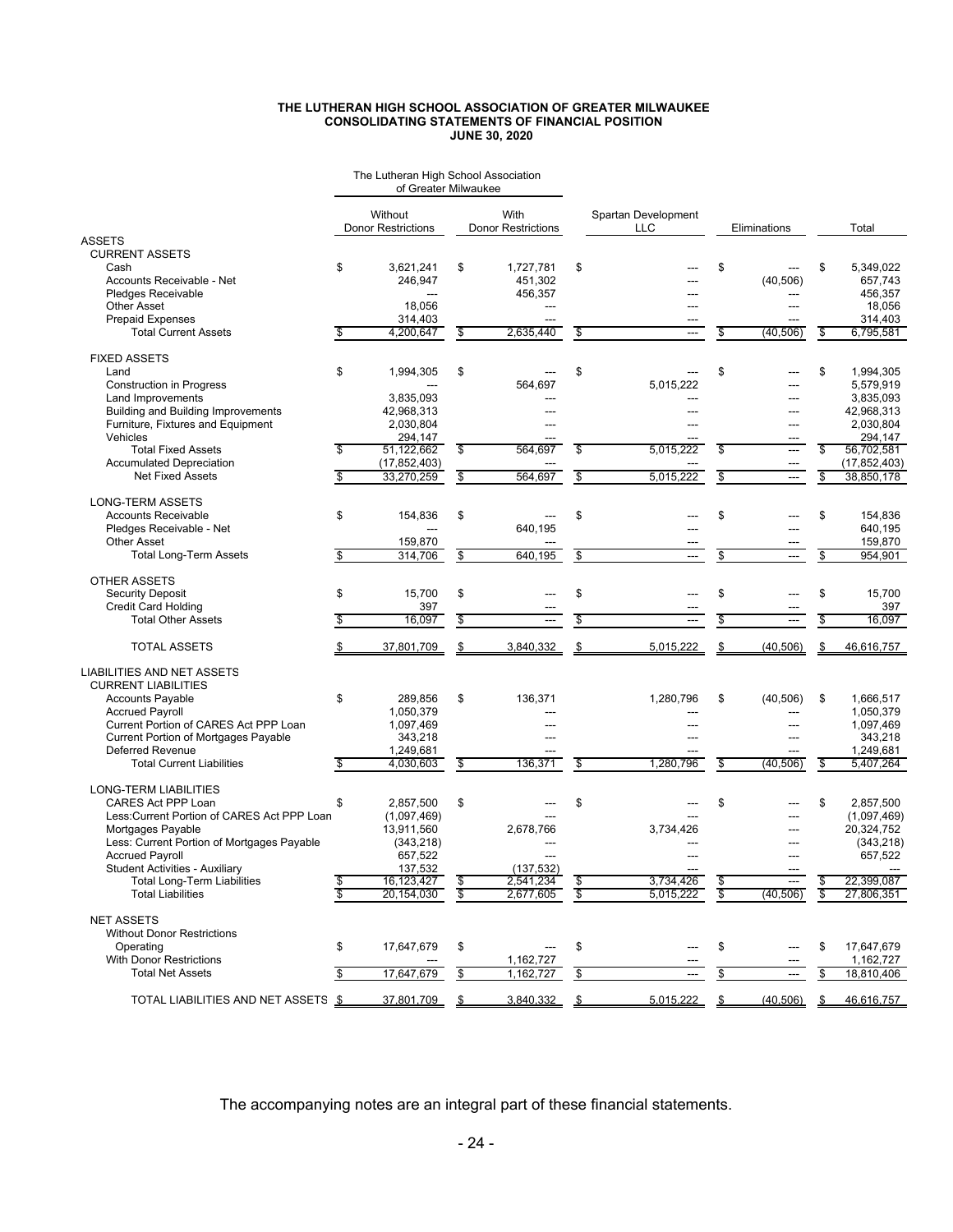# THE LUTHERAN HIGH SCHOOL ASSOCIATION OF GREATER MILWAUKEE
## CONSOLIDATING STATEMENTS OF FINANCIAL POSITION
### JUNE 30, 2020

| | The Lutheran High School Association of Greater Milwaukee | | | | |
|---|---|---|---|---|---|
| | Without Donor Restrictions | With Donor Restrictions | Spartan Development LLC | Eliminations | Total |
| **ASSETS** | | | | | |
| CURRENT ASSETS | | | | | |
| Cash | $ 3,621,241 | $ 1,727,781 | $ --- | $ --- | $ 5,349,022 |
| Accounts Receivable - Net | 246,947 | 451,302 | --- | (40,506) | 657,743 |
| Pledges Receivable | --- | 456,357 | --- | --- | 456,357 |
| Other Asset | 18,056 | --- | --- | --- | 18,056 |
| Prepaid Expenses | 314,403 | --- | --- | --- | 314,403 |
| Total Current Assets | $ 4,200,647 | $ 2,635,440 | $ --- | $ (40,506) | $ 6,795,581 |
| FIXED ASSETS | | | | | |
| Land | $ 1,994,305 | $ --- | $ --- | $ --- | $ 1,994,305 |
| Construction in Progress | --- | 564,697 | 5,015,222 | --- | 5,579,919 |
| Land Improvements | 3,835,093 | --- | --- | --- | 3,835,093 |
| Building and Building Improvements | 42,968,313 | --- | --- | --- | 42,968,313 |
| Furniture, Fixtures and Equipment | 2,030,804 | --- | --- | --- | 2,030,804 |
| Vehicles | 294,147 | --- | --- | --- | 294,147 |
| Total Fixed Assets | $ 51,122,662 | $ 564,697 | $ 5,015,222 | $ --- | $ 56,702,581 |
| Accumulated Depreciation | (17,852,403) | --- | --- | --- | (17,852,403) |
| Net Fixed Assets | $ 33,270,259 | $ 564,697 | $ 5,015,222 | $ --- | $ 38,850,178 |
| LONG-TERM ASSETS | | | | | |
| Accounts Receivable | $ 154,836 | $ --- | $ --- | $ --- | $ 154,836 |
| Pledges Receivable - Net | --- | 640,195 | --- | --- | 640,195 |
| Other Asset | 159,870 | --- | --- | --- | 159,870 |
| Total Long-Term Assets | $ 314,706 | $ 640,195 | $ --- | $ --- | $ 954,901 |
| OTHER ASSETS | | | | | |
| Security Deposit | $ 15,700 | $ --- | $ --- | $ --- | $ 15,700 |
| Credit Card Holding | 397 | --- | --- | --- | 397 |
| Total Other Assets | $ 16,097 | $ --- | $ --- | $ --- | $ 16,097 |
| TOTAL ASSETS | $ 37,801,709 | $ 3,840,332 | $ 5,015,222 | $ (40,506) | $ 46,616,757 |
| **LIABILITIES AND NET ASSETS** | | | | | |
| CURRENT LIABILITIES | | | | | |
| Accounts Payable | $ 289,856 | $ 136,371 | 1,280,796 | $ (40,506) | $ 1,666,517 |
| Accrued Payroll | 1,050,379 | --- | --- | --- | 1,050,379 |
| Current Portion of CARES Act PPP Loan | 1,097,469 | --- | --- | --- | 1,097,469 |
| Current Portion of Mortgages Payable | 343,218 | --- | --- | --- | 343,218 |
| Deferred Revenue | 1,249,681 | --- | --- | --- | 1,249,681 |
| Total Current Liabilities | $ 4,030,603 | $ 136,371 | $ 1,280,796 | $ (40,506) | $ 5,407,264 |
| LONG-TERM LIABILITIES | | | | | |
| CARES Act PPP Loan | $ 2,857,500 | $ --- | $ --- | $ --- | $ 2,857,500 |
| Less:Current Portion of CARES Act PPP Loan | (1,097,469) | --- | --- | --- | (1,097,469) |
| Mortgages Payable | 13,911,560 | 2,678,766 | 3,734,426 | --- | 20,324,752 |
| Less: Current Portion of Mortgages Payable | (343,218) | --- | --- | --- | (343,218) |
| Accrued Payroll | 657,522 | --- | --- | --- | 657,522 |
| Student Activities - Auxiliary | 137,532 | (137,532) | --- | --- | --- |
| Total Long-Term Liabilities | $ 16,123,427 | $ 2,541,234 | $ 3,734,426 | $ --- | $ 22,399,087 |
| Total Liabilities | $ 20,154,030 | $ 2,677,605 | $ 5,015,222 | $ (40,506) | $ 27,806,351 |
| NET ASSETS | | | | | |
| Without Donor Restrictions | | | | | |
| Operating | $ 17,647,679 | $ --- | $ --- | $ --- | $ 17,647,679 |
| With Donor Restrictions | --- | 1,162,727 | --- | --- | 1,162,727 |
| Total Net Assets | $ 17,647,679 | $ 1,162,727 | $ --- | $ --- | $ 18,810,406 |
| TOTAL LIABILITIES AND NET ASSETS | $ 37,801,709 | $ 3,840,332 | $ 5,015,222 | $ (40,506) | $ 46,616,757 |

The accompanying notes are an integral part of these financial statements.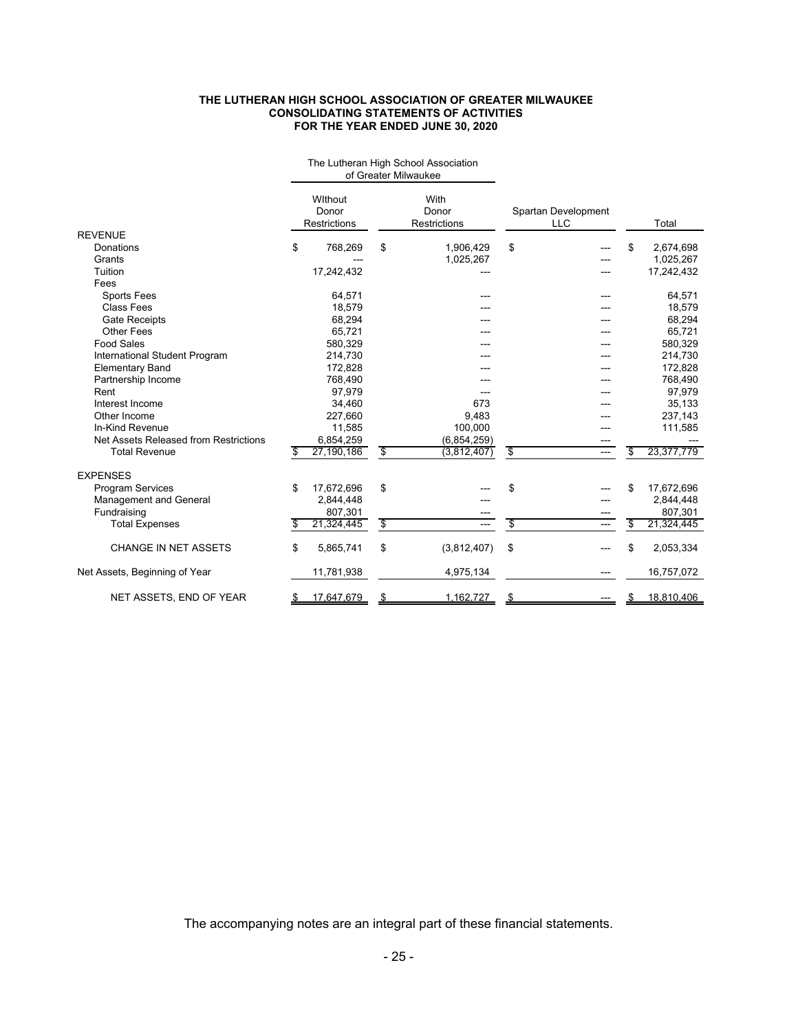**THE LUTHERAN HIGH SCHOOL ASSOCIATION OF GREATER MILWAUKEE**
**CONSOLIDATING STATEMENTS OF ACTIVITIES**
**FOR THE YEAR ENDED JUNE 30, 2020**

| | The Lutheran High School Association of Greater Milwaukee | | | |
|---|---|---|---|---|
| | Without Donor Restrictions | With Donor Restrictions | Spartan Development LLC | Total |
| REVENUE | | | | |
| Donations | $ 768,269 | $ 1,906,429 | $ --- | $ 2,674,698 |
| Grants | --- | 1,025,267 | --- | 1,025,267 |
| Tuition | 17,242,432 | --- | --- | 17,242,432 |
| Fees | | | | |
| Sports Fees | 64,571 | --- | --- | 64,571 |
| Class Fees | 18,579 | --- | --- | 18,579 |
| Gate Receipts | 68,294 | --- | --- | 68,294 |
| Other Fees | 65,721 | --- | --- | 65,721 |
| Food Sales | 580,329 | --- | --- | 580,329 |
| International Student Program | 214,730 | --- | --- | 214,730 |
| Elementary Band | 172,828 | --- | --- | 172,828 |
| Partnership Income | 768,490 | --- | --- | 768,490 |
| Rent | 97,979 | --- | --- | 97,979 |
| Interest Income | 34,460 | 673 | --- | 35,133 |
| Other Income | 227,660 | 9,483 | --- | 237,143 |
| In-Kind Revenue | 11,585 | 100,000 | --- | 111,585 |
| Net Assets Released from Restrictions | 6,854,259 | (6,854,259) | --- | --- |
| Total Revenue | $ 27,190,186 | $ (3,812,407) | $ --- | $ 23,377,779 |
| EXPENSES | | | | |
| Program Services | $ 17,672,696 | $ --- | $ --- | $ 17,672,696 |
| Management and General | 2,844,448 | --- | --- | 2,844,448 |
| Fundraising | 807,301 | --- | --- | 807,301 |
| Total Expenses | $ 21,324,445 | $ --- | $ --- | $ 21,324,445 |
| CHANGE IN NET ASSETS | $ 5,865,741 | $ (3,812,407) | $ --- | $ 2,053,334 |
| Net Assets, Beginning of Year | 11,781,938 | 4,975,134 | --- | 16,757,072 |
| NET ASSETS, END OF YEAR | $ 17,647,679 | $ 1,162,727 | $ --- | $ 18,810,406 |

The accompanying notes are an integral part of these financial statements.